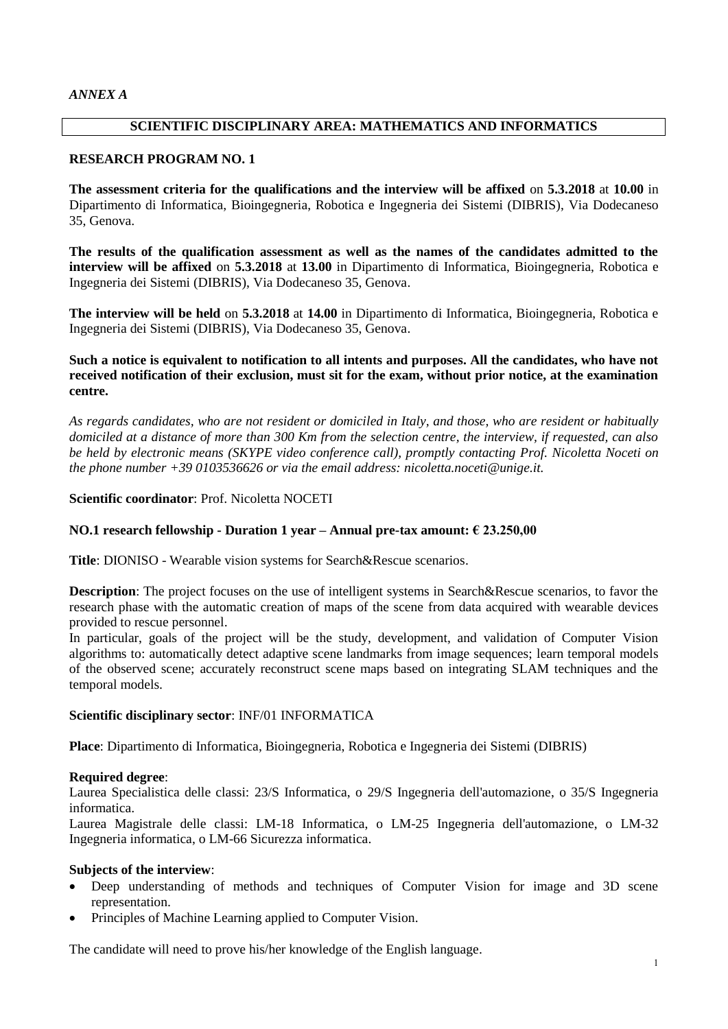*ANNEX A*

## SCIENTIFIC DISCIPLINARY AREA: MATHEMATICS AND INFORMATICS

### RESEARCH PROGRAM NO. 1

**The assessment criteria for the qualifications and the interview will be affixed** on **5.3.2018** at **10.00** in Dipartimento di Informatica, Bioingegneria, Robotica e Ingegneria dei Sistemi (DIBRIS), Via Dodecaneso 35, Genova.

**The results of the qualification assessment as well as the names of the candidates admitted to the interview will be affixed** on **5.3.2018** at **13.00** in Dipartimento di Informatica, Bioingegneria, Robotica e Ingegneria dei Sistemi (DIBRIS), Via Dodecaneso 35, Genova.

**The interview will be held** on **5.3.2018** at **14.00** in Dipartimento di Informatica, Bioingegneria, Robotica e Ingegneria dei Sistemi (DIBRIS), Via Dodecaneso 35, Genova.

**Such a notice is equivalent to notification to all intents and purposes. All the candidates, who have not received notification of their exclusion, must sit for the exam, without prior notice, at the examination centre.**

*As regards candidates, who are not resident or domiciled in Italy, and those, who are resident or habitually domiciled at a distance of more than 300 Km from the selection centre, the interview, if requested, can also be held by electronic means (SKYPE video conference call), promptly contacting Prof. Nicoletta Noceti on the phone number +39 0103536626 or via the email address: nicoletta.noceti@unige.it.*

**Scientific coordinator**: Prof. Nicoletta NOCETI

**NO.1 research fellowship - Duration 1 year – Annual pre-tax amount: € 23.250,00**

**Title**: DIONISO - Wearable vision systems for Search&Rescue scenarios.

**Description**: The project focuses on the use of intelligent systems in Search&Rescue scenarios, to favor the research phase with the automatic creation of maps of the scene from data acquired with wearable devices provided to rescue personnel.
In particular, goals of the project will be the study, development, and validation of Computer Vision algorithms to: automatically detect adaptive scene landmarks from image sequences; learn temporal models of the observed scene; accurately reconstruct scene maps based on integrating SLAM techniques and the temporal models.

**Scientific disciplinary sector**: INF/01 INFORMATICA

**Place**: Dipartimento di Informatica, Bioingegneria, Robotica e Ingegneria dei Sistemi (DIBRIS)

**Required degree**:
Laurea Specialistica delle classi: 23/S Informatica, o 29/S Ingegneria dell'automazione, o 35/S Ingegneria informatica.
Laurea Magistrale delle classi: LM-18 Informatica, o LM-25 Ingegneria dell'automazione, o LM-32 Ingegneria informatica, o LM-66 Sicurezza informatica.

**Subjects of the interview**:

- Deep understanding of methods and techniques of Computer Vision for image and 3D scene representation.
- Principles of Machine Learning applied to Computer Vision.

The candidate will need to prove his/her knowledge of the English language.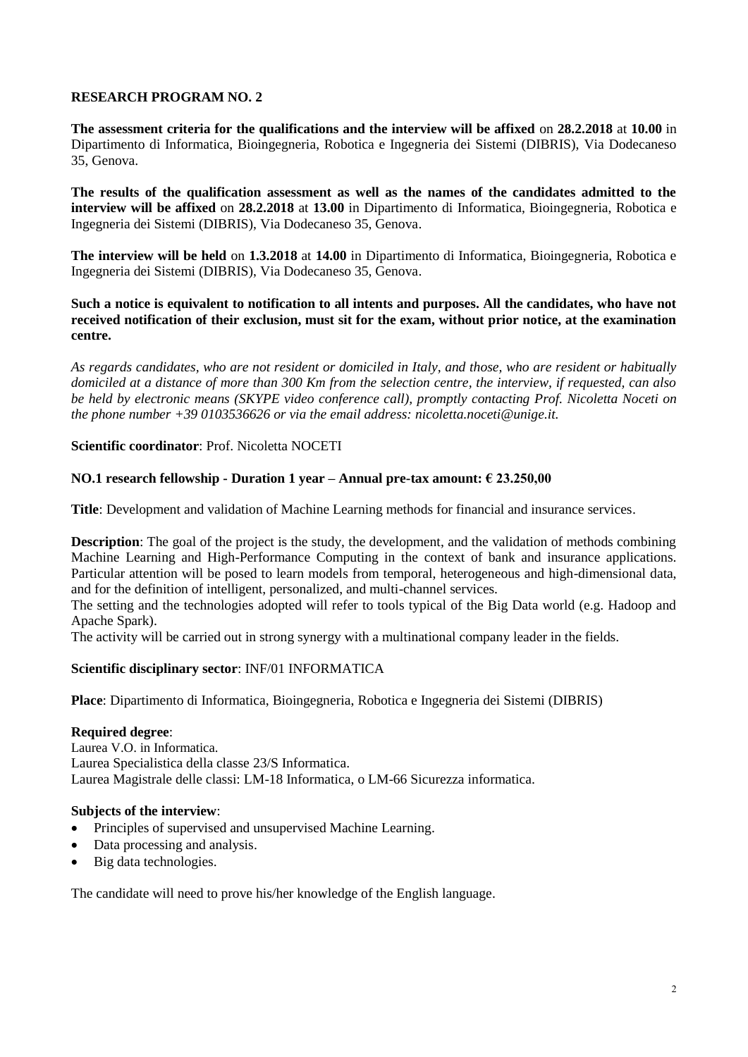## RESEARCH PROGRAM NO. 2

**The assessment criteria for the qualifications and the interview will be affixed** on **28.2.2018** at **10.00** in Dipartimento di Informatica, Bioingegneria, Robotica e Ingegneria dei Sistemi (DIBRIS), Via Dodecaneso 35, Genova.

**The results of the qualification assessment as well as the names of the candidates admitted to the interview will be affixed** on **28.2.2018** at **13.00** in Dipartimento di Informatica, Bioingegneria, Robotica e Ingegneria dei Sistemi (DIBRIS), Via Dodecaneso 35, Genova.

**The interview will be held** on **1.3.2018** at **14.00** in Dipartimento di Informatica, Bioingegneria, Robotica e Ingegneria dei Sistemi (DIBRIS), Via Dodecaneso 35, Genova.

**Such a notice is equivalent to notification to all intents and purposes. All the candidates, who have not received notification of their exclusion, must sit for the exam, without prior notice, at the examination centre.**

*As regards candidates, who are not resident or domiciled in Italy, and those, who are resident or habitually domiciled at a distance of more than 300 Km from the selection centre, the interview, if requested, can also be held by electronic means (SKYPE video conference call), promptly contacting Prof. Nicoletta Noceti on the phone number +39 0103536626 or via the email address: nicoletta.noceti@unige.it.*

**Scientific coordinator**: Prof. Nicoletta NOCETI

**NO.1 research fellowship - Duration 1 year – Annual pre-tax amount: € 23.250,00**

**Title**: Development and validation of Machine Learning methods for financial and insurance services.

**Description**: The goal of the project is the study, the development, and the validation of methods combining Machine Learning and High-Performance Computing in the context of bank and insurance applications. Particular attention will be posed to learn models from temporal, heterogeneous and high-dimensional data, and for the definition of intelligent, personalized, and multi-channel services.
The setting and the technologies adopted will refer to tools typical of the Big Data world (e.g. Hadoop and Apache Spark).
The activity will be carried out in strong synergy with a multinational company leader in the fields.

**Scientific disciplinary sector**: INF/01 INFORMATICA

**Place**: Dipartimento di Informatica, Bioingegneria, Robotica e Ingegneria dei Sistemi (DIBRIS)

**Required degree**:
Laurea V.O. in Informatica.
Laurea Specialistica della classe 23/S Informatica.
Laurea Magistrale delle classi: LM-18 Informatica, o LM-66 Sicurezza informatica.

**Subjects of the interview**:

- Principles of supervised and unsupervised Machine Learning.
- Data processing and analysis.
- Big data technologies.

The candidate will need to prove his/her knowledge of the English language.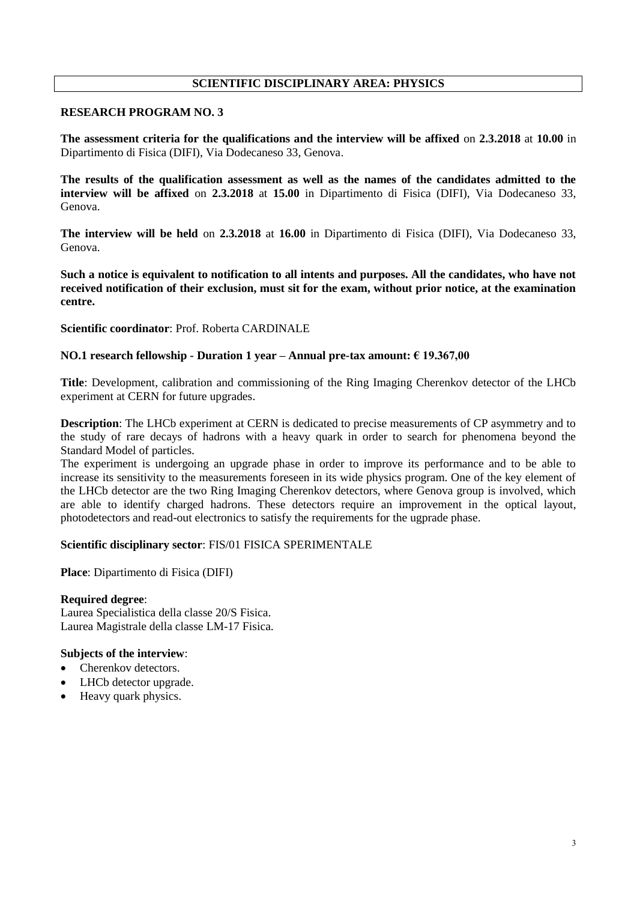## SCIENTIFIC DISCIPLINARY AREA: PHYSICS

**RESEARCH PROGRAM NO. 3**

**The assessment criteria for the qualifications and the interview will be affixed** on **2.3.2018** at **10.00** in Dipartimento di Fisica (DIFI), Via Dodecaneso 33, Genova.

**The results of the qualification assessment as well as the names of the candidates admitted to the interview will be affixed** on **2.3.2018** at **15.00** in Dipartimento di Fisica (DIFI), Via Dodecaneso 33, Genova.

**The interview will be held** on **2.3.2018** at **16.00** in Dipartimento di Fisica (DIFI), Via Dodecaneso 33, Genova.

**Such a notice is equivalent to notification to all intents and purposes. All the candidates, who have not received notification of their exclusion, must sit for the exam, without prior notice, at the examination centre.**

**Scientific coordinator**: Prof. Roberta CARDINALE

**NO.1 research fellowship - Duration 1 year – Annual pre-tax amount: € 19.367,00**

**Title**: Development, calibration and commissioning of the Ring Imaging Cherenkov detector of the LHCb experiment at CERN for future upgrades.

**Description**: The LHCb experiment at CERN is dedicated to precise measurements of CP asymmetry and to the study of rare decays of hadrons with a heavy quark in order to search for phenomena beyond the Standard Model of particles.
The experiment is undergoing an upgrade phase in order to improve its performance and to be able to increase its sensitivity to the measurements foreseen in its wide physics program. One of the key element of the LHCb detector are the two Ring Imaging Cherenkov detectors, where Genova group is involved, which are able to identify charged hadrons. These detectors require an improvement in the optical layout, photodetectors and read-out electronics to satisfy the requirements for the ugprade phase.

**Scientific disciplinary sector**: FIS/01 FISICA SPERIMENTALE

**Place**: Dipartimento di Fisica (DIFI)

**Required degree**:
Laurea Specialistica della classe 20/S Fisica.
Laurea Magistrale della classe LM-17 Fisica.

**Subjects of the interview**:

- Cherenkov detectors.
- LHCb detector upgrade.
- Heavy quark physics.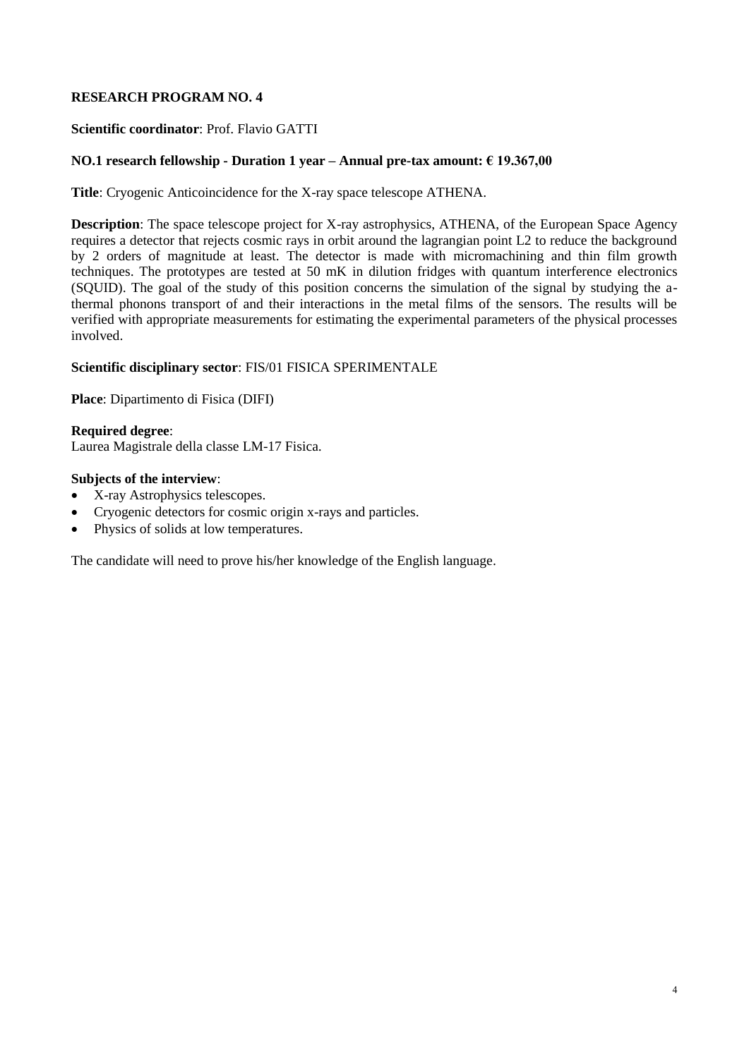**RESEARCH PROGRAM NO. 4**

**Scientific coordinator**: Prof. Flavio GATTI

**NO.1 research fellowship - Duration 1 year – Annual pre-tax amount: € 19.367,00**

**Title**: Cryogenic Anticoincidence for the X-ray space telescope ATHENA.

**Description**: The space telescope project for X-ray astrophysics, ATHENA, of the European Space Agency requires a detector that rejects cosmic rays in orbit around the lagrangian point L2 to reduce the background by 2 orders of magnitude at least. The detector is made with micromachining and thin film growth techniques. The prototypes are tested at 50 mK in dilution fridges with quantum interference electronics (SQUID). The goal of the study of this position concerns the simulation of the signal by studying the a-thermal phonons transport of and their interactions in the metal films of the sensors. The results will be verified with appropriate measurements for estimating the experimental parameters of the physical processes involved.

**Scientific disciplinary sector**: FIS/01 FISICA SPERIMENTALE

**Place**: Dipartimento di Fisica (DIFI)

**Required degree**:
Laurea Magistrale della classe LM-17 Fisica.

**Subjects of the interview**:

- X-ray Astrophysics telescopes.
- Cryogenic detectors for cosmic origin x-rays and particles.
- Physics of solids at low temperatures.

The candidate will need to prove his/her knowledge of the English language.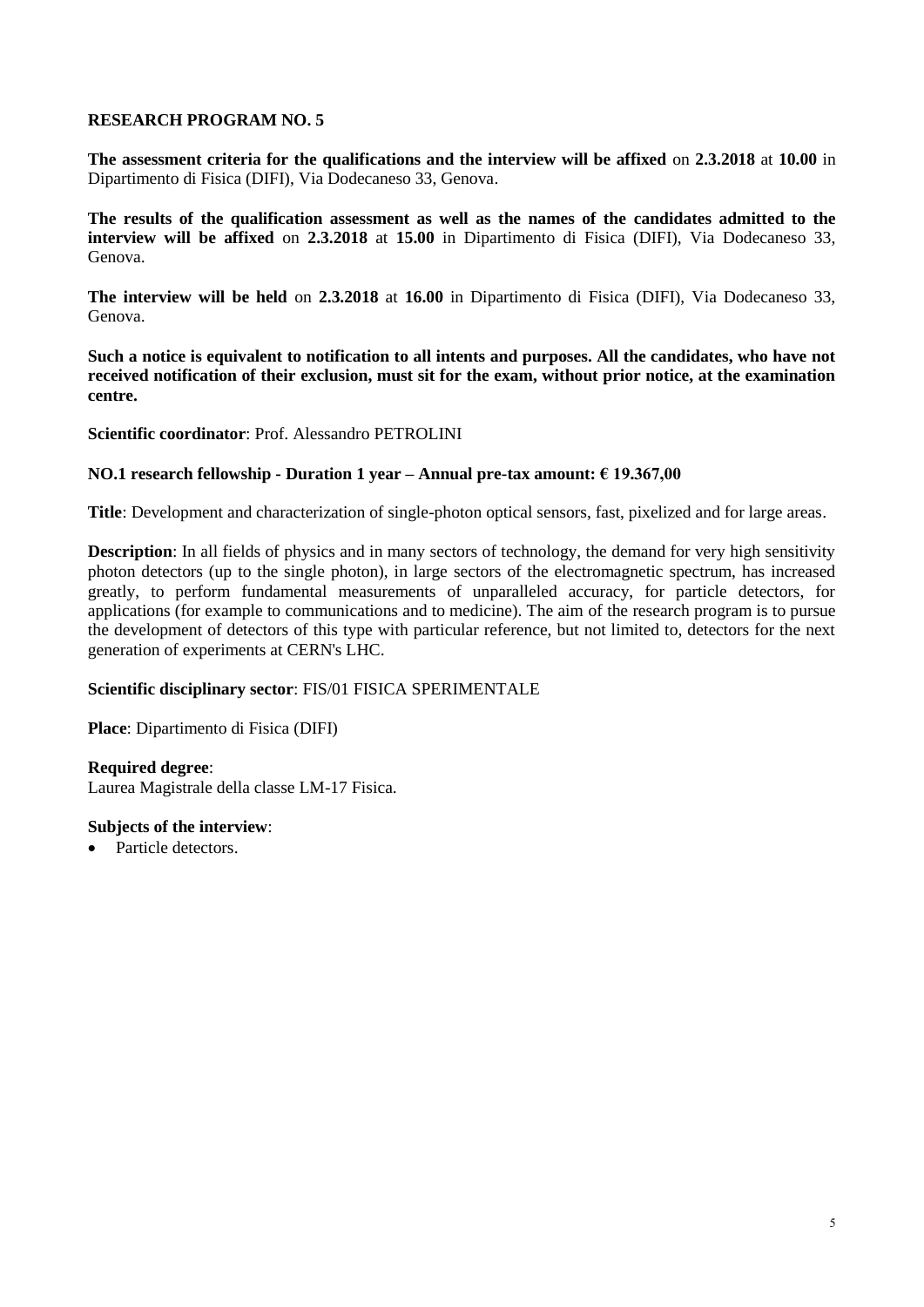## RESEARCH PROGRAM NO. 5

**The assessment criteria for the qualifications and the interview will be affixed** on **2.3.2018** at **10.00** in Dipartimento di Fisica (DIFI), Via Dodecaneso 33, Genova.

**The results of the qualification assessment as well as the names of the candidates admitted to the interview will be affixed** on **2.3.2018** at **15.00** in Dipartimento di Fisica (DIFI), Via Dodecaneso 33, Genova.

**The interview will be held** on **2.3.2018** at **16.00** in Dipartimento di Fisica (DIFI), Via Dodecaneso 33, Genova.

**Such a notice is equivalent to notification to all intents and purposes. All the candidates, who have not received notification of their exclusion, must sit for the exam, without prior notice, at the examination centre.**

**Scientific coordinator**: Prof. Alessandro PETROLINI

**NO.1 research fellowship - Duration 1 year – Annual pre-tax amount: € 19.367,00**

**Title**: Development and characterization of single-photon optical sensors, fast, pixelized and for large areas.

**Description**: In all fields of physics and in many sectors of technology, the demand for very high sensitivity photon detectors (up to the single photon), in large sectors of the electromagnetic spectrum, has increased greatly, to perform fundamental measurements of unparalleled accuracy, for particle detectors, for applications (for example to communications and to medicine). The aim of the research program is to pursue the development of detectors of this type with particular reference, but not limited to, detectors for the next generation of experiments at CERN's LHC.

**Scientific disciplinary sector**: FIS/01 FISICA SPERIMENTALE

**Place**: Dipartimento di Fisica (DIFI)

**Required degree**:
Laurea Magistrale della classe LM-17 Fisica.

**Subjects of the interview**:

- Particle detectors.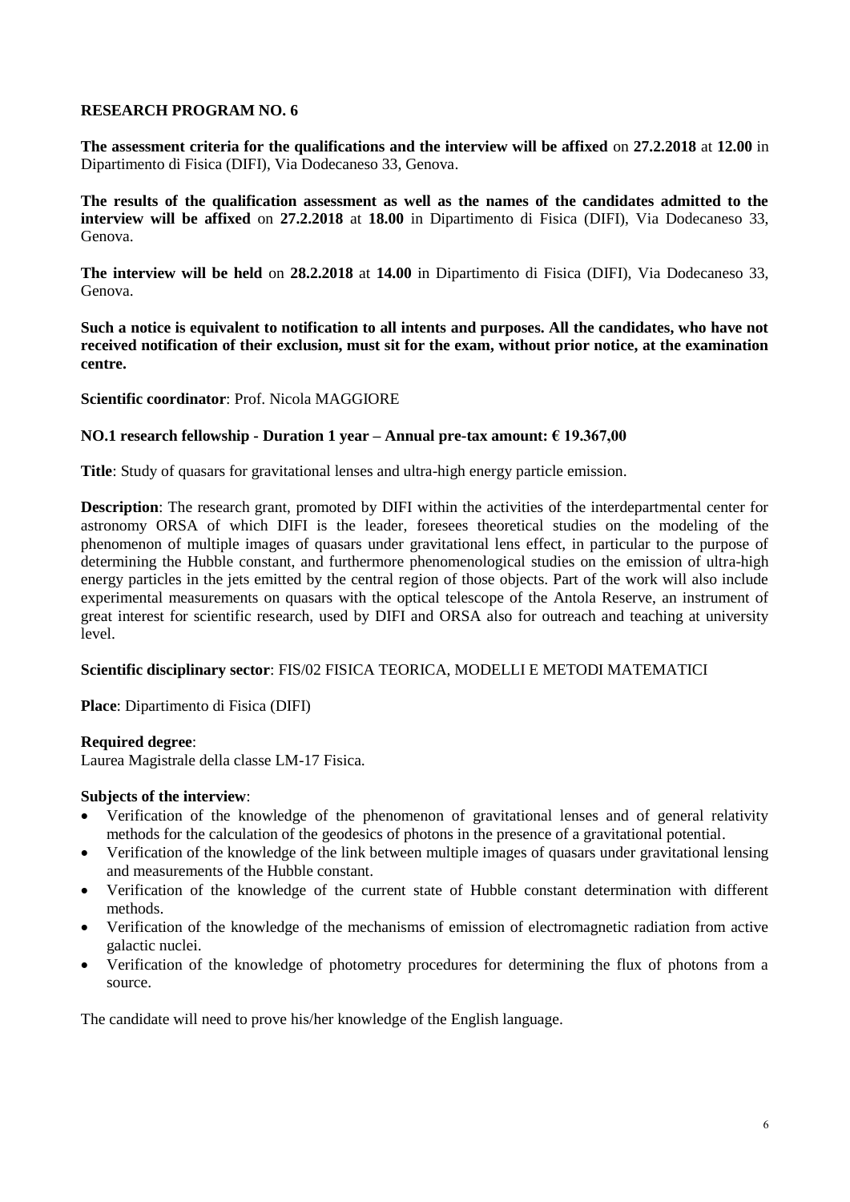**RESEARCH PROGRAM NO. 6**

**The assessment criteria for the qualifications and the interview will be affixed** on **27.2.2018** at **12.00** in Dipartimento di Fisica (DIFI), Via Dodecaneso 33, Genova.

**The results of the qualification assessment as well as the names of the candidates admitted to the interview will be affixed** on **27.2.2018** at **18.00** in Dipartimento di Fisica (DIFI), Via Dodecaneso 33, Genova.

**The interview will be held** on **28.2.2018** at **14.00** in Dipartimento di Fisica (DIFI), Via Dodecaneso 33, Genova.

**Such a notice is equivalent to notification to all intents and purposes. All the candidates, who have not received notification of their exclusion, must sit for the exam, without prior notice, at the examination centre.**

**Scientific coordinator**: Prof. Nicola MAGGIORE

**NO.1 research fellowship - Duration 1 year – Annual pre-tax amount: € 19.367,00**

**Title**: Study of quasars for gravitational lenses and ultra-high energy particle emission.

**Description**: The research grant, promoted by DIFI within the activities of the interdepartmental center for astronomy ORSA of which DIFI is the leader, foresees theoretical studies on the modeling of the phenomenon of multiple images of quasars under gravitational lens effect, in particular to the purpose of determining the Hubble constant, and furthermore phenomenological studies on the emission of ultra-high energy particles in the jets emitted by the central region of those objects. Part of the work will also include experimental measurements on quasars with the optical telescope of the Antola Reserve, an instrument of great interest for scientific research, used by DIFI and ORSA also for outreach and teaching at university level.

**Scientific disciplinary sector**: FIS/02 FISICA TEORICA, MODELLI E METODI MATEMATICI

**Place**: Dipartimento di Fisica (DIFI)

**Required degree**:
Laurea Magistrale della classe LM-17 Fisica.

**Subjects of the interview**:

- Verification of the knowledge of the phenomenon of gravitational lenses and of general relativity methods for the calculation of the geodesics of photons in the presence of a gravitational potential.
- Verification of the knowledge of the link between multiple images of quasars under gravitational lensing and measurements of the Hubble constant.
- Verification of the knowledge of the current state of Hubble constant determination with different methods.
- Verification of the knowledge of the mechanisms of emission of electromagnetic radiation from active galactic nuclei.
- Verification of the knowledge of photometry procedures for determining the flux of photons from a source.

The candidate will need to prove his/her knowledge of the English language.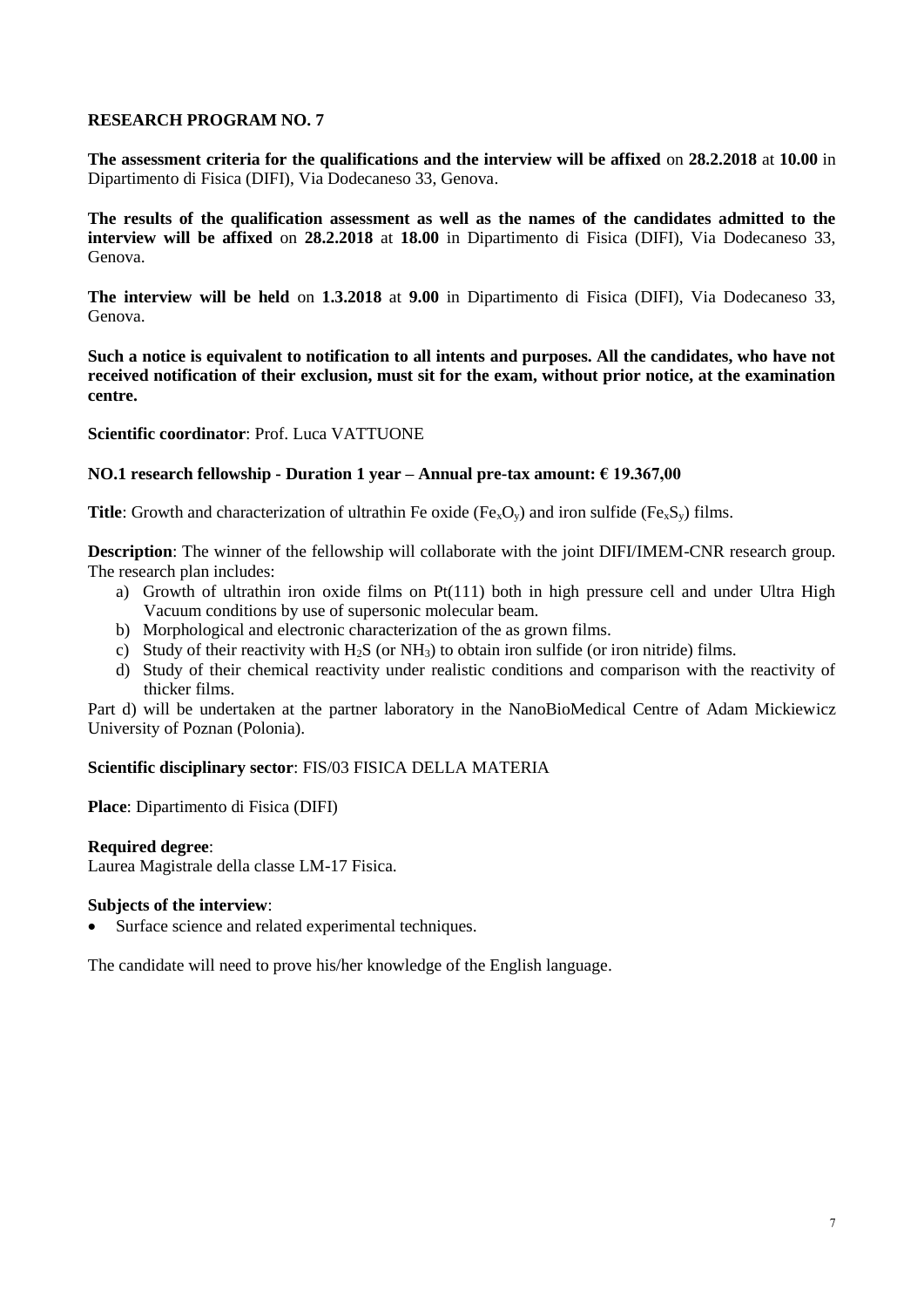## RESEARCH PROGRAM NO. 7

**The assessment criteria for the qualifications and the interview will be affixed** on **28.2.2018** at **10.00** in Dipartimento di Fisica (DIFI), Via Dodecaneso 33, Genova.

**The results of the qualification assessment as well as the names of the candidates admitted to the interview will be affixed** on **28.2.2018** at **18.00** in Dipartimento di Fisica (DIFI), Via Dodecaneso 33, Genova.

**The interview will be held** on **1.3.2018** at **9.00** in Dipartimento di Fisica (DIFI), Via Dodecaneso 33, Genova.

**Such a notice is equivalent to notification to all intents and purposes. All the candidates, who have not received notification of their exclusion, must sit for the exam, without prior notice, at the examination centre.**

**Scientific coordinator**: Prof. Luca VATTUONE

**NO.1 research fellowship - Duration 1 year – Annual pre-tax amount: € 19.367,00**

**Title**: Growth and characterization of ultrathin Fe oxide ($Fe_xO_y$) and iron sulfide ($Fe_xS_y$) films.

**Description**: The winner of the fellowship will collaborate with the joint DIFI/IMEM-CNR research group. The research plan includes:

a) Growth of ultrathin iron oxide films on Pt(111) both in high pressure cell and under Ultra High Vacuum conditions by use of supersonic molecular beam.
b) Morphological and electronic characterization of the as grown films.
c) Study of their reactivity with $H_2S$ (or $NH_3$) to obtain iron sulfide (or iron nitride) films.
d) Study of their chemical reactivity under realistic conditions and comparison with the reactivity of thicker films.

Part d) will be undertaken at the partner laboratory in the NanoBioMedical Centre of Adam Mickiewicz University of Poznan (Polonia).

**Scientific disciplinary sector**: FIS/03 FISICA DELLA MATERIA

**Place**: Dipartimento di Fisica (DIFI)

**Required degree**:
Laurea Magistrale della classe LM-17 Fisica.

**Subjects of the interview**:

- Surface science and related experimental techniques.

The candidate will need to prove his/her knowledge of the English language.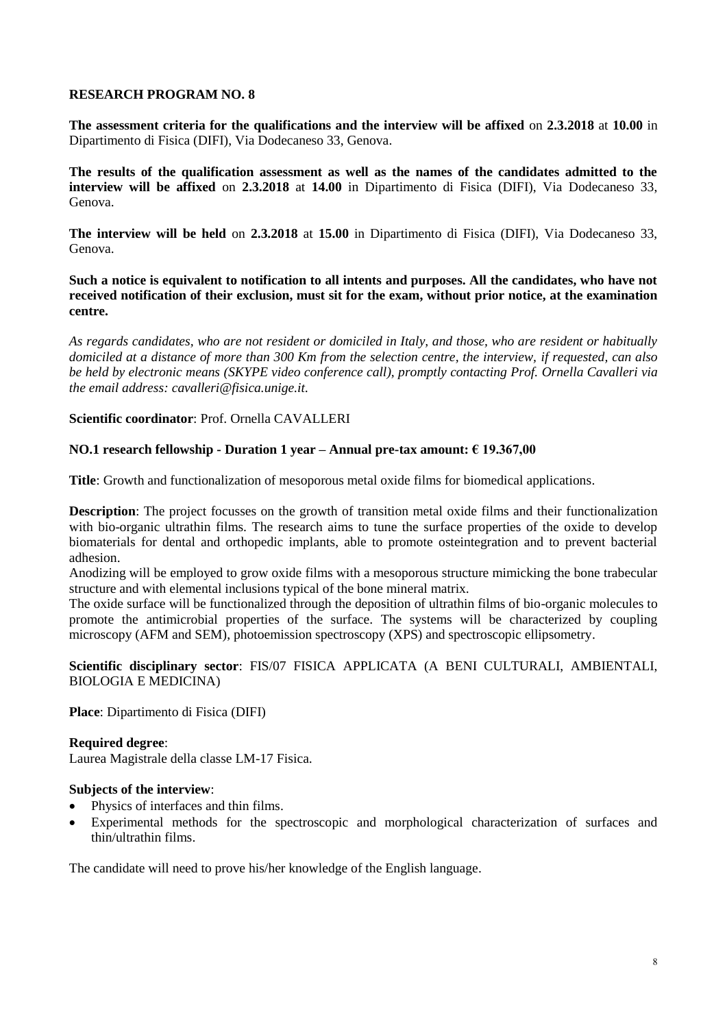**RESEARCH PROGRAM NO. 8**

**The assessment criteria for the qualifications and the interview will be affixed** on **2.3.2018** at **10.00** in Dipartimento di Fisica (DIFI), Via Dodecaneso 33, Genova.

**The results of the qualification assessment as well as the names of the candidates admitted to the interview will be affixed** on **2.3.2018** at **14.00** in Dipartimento di Fisica (DIFI), Via Dodecaneso 33, Genova.

**The interview will be held** on **2.3.2018** at **15.00** in Dipartimento di Fisica (DIFI), Via Dodecaneso 33, Genova.

**Such a notice is equivalent to notification to all intents and purposes. All the candidates, who have not received notification of their exclusion, must sit for the exam, without prior notice, at the examination centre.**

*As regards candidates, who are not resident or domiciled in Italy, and those, who are resident or habitually domiciled at a distance of more than 300 Km from the selection centre, the interview, if requested, can also be held by electronic means (SKYPE video conference call), promptly contacting Prof. Ornella Cavalleri via the email address: cavalleri@fisica.unige.it.*

**Scientific coordinator**: Prof. Ornella CAVALLERI

**NO.1 research fellowship - Duration 1 year – Annual pre-tax amount: € 19.367,00**

**Title**: Growth and functionalization of mesoporous metal oxide films for biomedical applications.

**Description**: The project focusses on the growth of transition metal oxide films and their functionalization with bio-organic ultrathin films. The research aims to tune the surface properties of the oxide to develop biomaterials for dental and orthopedic implants, able to promote osteintegration and to prevent bacterial adhesion.
Anodizing will be employed to grow oxide films with a mesoporous structure mimicking the bone trabecular structure and with elemental inclusions typical of the bone mineral matrix.
The oxide surface will be functionalized through the deposition of ultrathin films of bio-organic molecules to promote the antimicrobial properties of the surface. The systems will be characterized by coupling microscopy (AFM and SEM), photoemission spectroscopy (XPS) and spectroscopic ellipsometry.

**Scientific disciplinary sector**: FIS/07 FISICA APPLICATA (A BENI CULTURALI, AMBIENTALI, BIOLOGIA E MEDICINA)

**Place**: Dipartimento di Fisica (DIFI)

**Required degree**:
Laurea Magistrale della classe LM-17 Fisica.

**Subjects of the interview**:

- Physics of interfaces and thin films.
- Experimental methods for the spectroscopic and morphological characterization of surfaces and thin/ultrathin films.

The candidate will need to prove his/her knowledge of the English language.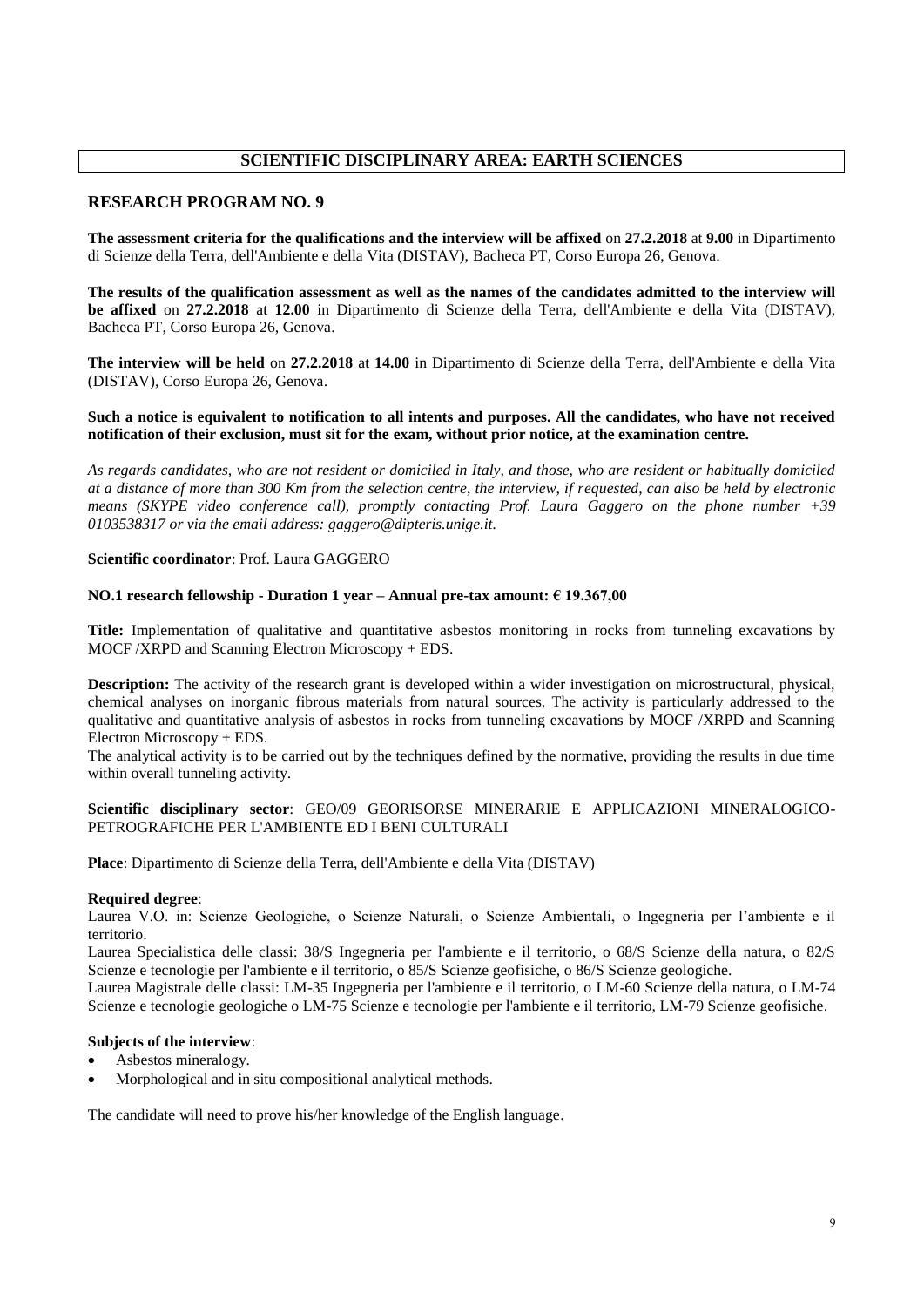## SCIENTIFIC DISCIPLINARY AREA: EARTH SCIENCES

## RESEARCH PROGRAM NO. 9

**The assessment criteria for the qualifications and the interview will be affixed** on **27.2.2018** at **9.00** in Dipartimento di Scienze della Terra, dell'Ambiente e della Vita (DISTAV), Bacheca PT, Corso Europa 26, Genova.

**The results of the qualification assessment as well as the names of the candidates admitted to the interview will be affixed** on **27.2.2018** at **12.00** in Dipartimento di Scienze della Terra, dell'Ambiente e della Vita (DISTAV), Bacheca PT, Corso Europa 26, Genova.

**The interview will be held** on **27.2.2018** at **14.00** in Dipartimento di Scienze della Terra, dell'Ambiente e della Vita (DISTAV), Corso Europa 26, Genova.

**Such a notice is equivalent to notification to all intents and purposes. All the candidates, who have not received notification of their exclusion, must sit for the exam, without prior notice, at the examination centre.**

*As regards candidates, who are not resident or domiciled in Italy, and those, who are resident or habitually domiciled at a distance of more than 300 Km from the selection centre, the interview, if requested, can also be held by electronic means (SKYPE video conference call), promptly contacting Prof. Laura Gaggero on the phone number +39 0103538317 or via the email address: gaggero@dipteris.unige.it.*

**Scientific coordinator**: Prof. Laura GAGGERO

**NO.1 research fellowship - Duration 1 year – Annual pre-tax amount: € 19.367,00**

**Title:** Implementation of qualitative and quantitative asbestos monitoring in rocks from tunneling excavations by MOCF /XRPD and Scanning Electron Microscopy + EDS.

**Description:** The activity of the research grant is developed within a wider investigation on microstructural, physical, chemical analyses on inorganic fibrous materials from natural sources. The activity is particularly addressed to the qualitative and quantitative analysis of asbestos in rocks from tunneling excavations by MOCF /XRPD and Scanning Electron Microscopy + EDS.
The analytical activity is to be carried out by the techniques defined by the normative, providing the results in due time within overall tunneling activity.

**Scientific disciplinary sector**: GEO/09 GEORISORSE MINERARIE E APPLICAZIONI MINERALOGICO-PETROGRAFICHE PER L'AMBIENTE ED I BENI CULTURALI

**Place**: Dipartimento di Scienze della Terra, dell'Ambiente e della Vita (DISTAV)

**Required degree**:
Laurea V.O. in: Scienze Geologiche, o Scienze Naturali, o Scienze Ambientali, o Ingegneria per l'ambiente e il territorio.
Laurea Specialistica delle classi: 38/S Ingegneria per l'ambiente e il territorio, o 68/S Scienze della natura, o 82/S Scienze e tecnologie per l'ambiente e il territorio, o 85/S Scienze geofisiche, o 86/S Scienze geologiche.
Laurea Magistrale delle classi: LM-35 Ingegneria per l'ambiente e il territorio, o LM-60 Scienze della natura, o LM-74 Scienze e tecnologie geologiche o LM-75 Scienze e tecnologie per l'ambiente e il territorio, LM-79 Scienze geofisiche.

**Subjects of the interview**:
- Asbestos mineralogy.
- Morphological and in situ compositional analytical methods.

The candidate will need to prove his/her knowledge of the English language.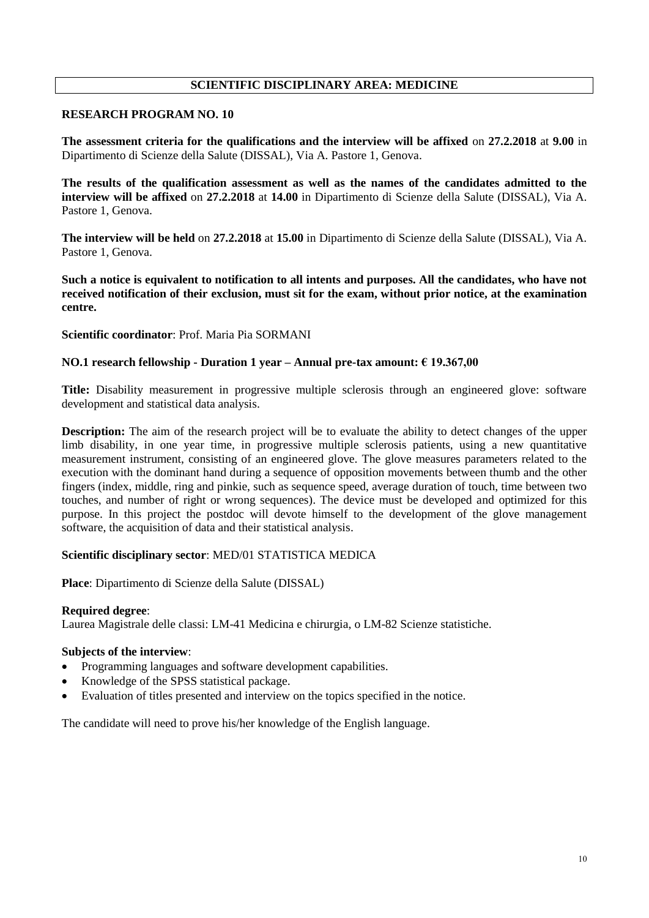## SCIENTIFIC DISCIPLINARY AREA: MEDICINE

### RESEARCH PROGRAM NO. 10

**The assessment criteria for the qualifications and the interview will be affixed** on **27.2.2018** at **9.00** in Dipartimento di Scienze della Salute (DISSAL), Via A. Pastore 1, Genova.

**The results of the qualification assessment as well as the names of the candidates admitted to the interview will be affixed** on **27.2.2018** at **14.00** in Dipartimento di Scienze della Salute (DISSAL), Via A. Pastore 1, Genova.

**The interview will be held** on **27.2.2018** at **15.00** in Dipartimento di Scienze della Salute (DISSAL), Via A. Pastore 1, Genova.

**Such a notice is equivalent to notification to all intents and purposes. All the candidates, who have not received notification of their exclusion, must sit for the exam, without prior notice, at the examination centre.**

**Scientific coordinator**: Prof. Maria Pia SORMANI

**NO.1 research fellowship - Duration 1 year – Annual pre-tax amount: € 19.367,00**

**Title:** Disability measurement in progressive multiple sclerosis through an engineered glove: software development and statistical data analysis.

**Description:** The aim of the research project will be to evaluate the ability to detect changes of the upper limb disability, in one year time, in progressive multiple sclerosis patients, using a new quantitative measurement instrument, consisting of an engineered glove. The glove measures parameters related to the execution with the dominant hand during a sequence of opposition movements between thumb and the other fingers (index, middle, ring and pinkie, such as sequence speed, average duration of touch, time between two touches, and number of right or wrong sequences). The device must be developed and optimized for this purpose. In this project the postdoc will devote himself to the development of the glove management software, the acquisition of data and their statistical analysis.

**Scientific disciplinary sector**: MED/01 STATISTICA MEDICA

**Place**: Dipartimento di Scienze della Salute (DISSAL)

**Required degree**:
Laurea Magistrale delle classi: LM-41 Medicina e chirurgia, o LM-82 Scienze statistiche.

**Subjects of the interview**:

- Programming languages and software development capabilities.
- Knowledge of the SPSS statistical package.
- Evaluation of titles presented and interview on the topics specified in the notice.

The candidate will need to prove his/her knowledge of the English language.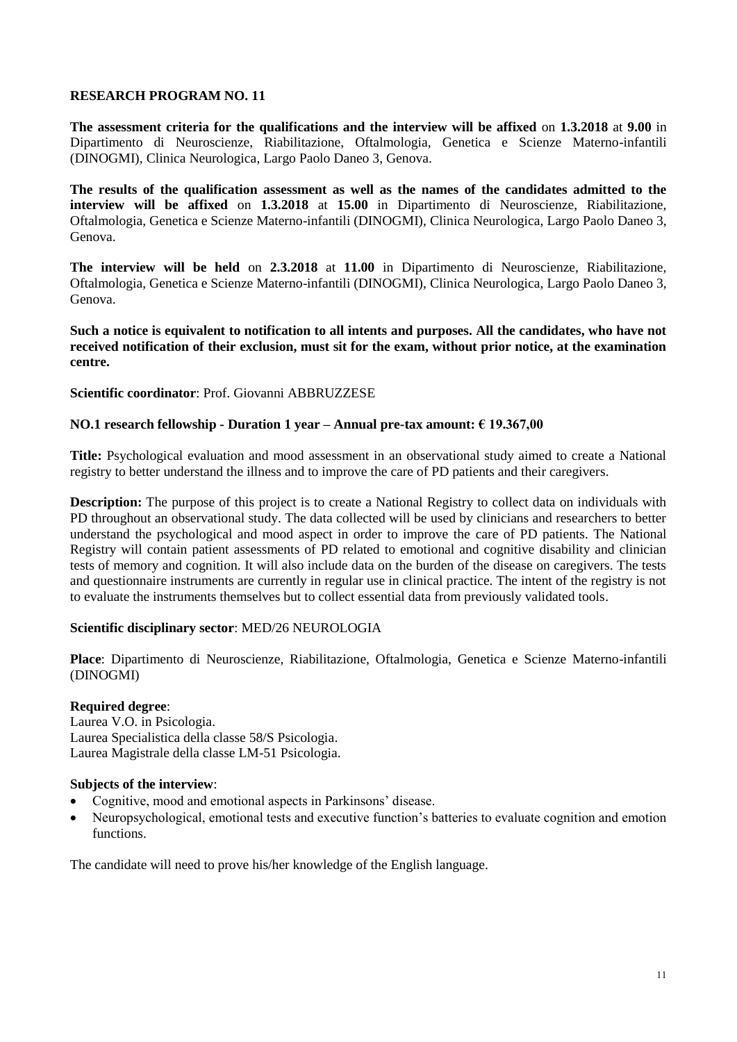**RESEARCH PROGRAM NO. 11**

**The assessment criteria for the qualifications and the interview will be affixed** on **1.3.2018** at **9.00** in Dipartimento di Neuroscienze, Riabilitazione, Oftalmologia, Genetica e Scienze Materno-infantili (DINOGMI), Clinica Neurologica, Largo Paolo Daneo 3, Genova.

**The results of the qualification assessment as well as the names of the candidates admitted to the interview will be affixed** on **1.3.2018** at **15.00** in Dipartimento di Neuroscienze, Riabilitazione, Oftalmologia, Genetica e Scienze Materno-infantili (DINOGMI), Clinica Neurologica, Largo Paolo Daneo 3, Genova.

**The interview will be held** on **2.3.2018** at **11.00** in Dipartimento di Neuroscienze, Riabilitazione, Oftalmologia, Genetica e Scienze Materno-infantili (DINOGMI), Clinica Neurologica, Largo Paolo Daneo 3, Genova.

**Such a notice is equivalent to notification to all intents and purposes. All the candidates, who have not received notification of their exclusion, must sit for the exam, without prior notice, at the examination centre.**

**Scientific coordinator**: Prof. Giovanni ABBRUZZESE

**NO.1 research fellowship - Duration 1 year – Annual pre-tax amount: € 19.367,00**

**Title:** Psychological evaluation and mood assessment in an observational study aimed to create a National registry to better understand the illness and to improve the care of PD patients and their caregivers.

**Description:** The purpose of this project is to create a National Registry to collect data on individuals with PD throughout an observational study. The data collected will be used by clinicians and researchers to better understand the psychological and mood aspect in order to improve the care of PD patients. The National Registry will contain patient assessments of PD related to emotional and cognitive disability and clinician tests of memory and cognition. It will also include data on the burden of the disease on caregivers. The tests and questionnaire instruments are currently in regular use in clinical practice. The intent of the registry is not to evaluate the instruments themselves but to collect essential data from previously validated tools.

**Scientific disciplinary sector**: MED/26 NEUROLOGIA

**Place**: Dipartimento di Neuroscienze, Riabilitazione, Oftalmologia, Genetica e Scienze Materno-infantili (DINOGMI)

**Required degree**:
Laurea V.O. in Psicologia.
Laurea Specialistica della classe 58/S Psicologia.
Laurea Magistrale della classe LM-51 Psicologia.

**Subjects of the interview**:

- Cognitive, mood and emotional aspects in Parkinsons' disease.
- Neuropsychological, emotional tests and executive function's batteries to evaluate cognition and emotion functions.

The candidate will need to prove his/her knowledge of the English language.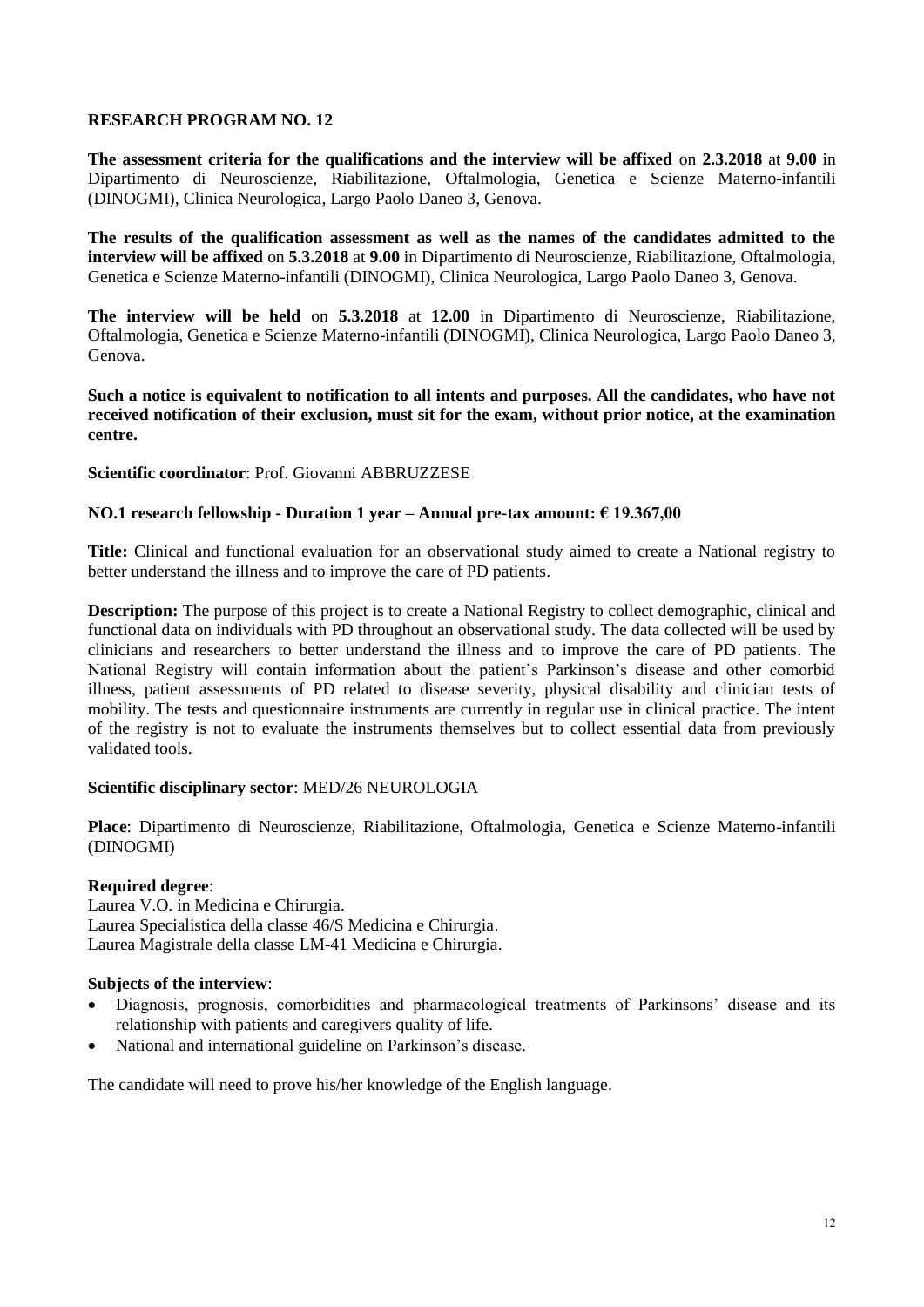## RESEARCH PROGRAM NO. 12

**The assessment criteria for the qualifications and the interview will be affixed** on **2.3.2018** at **9.00** in Dipartimento di Neuroscienze, Riabilitazione, Oftalmologia, Genetica e Scienze Materno-infantili (DINOGMI), Clinica Neurologica, Largo Paolo Daneo 3, Genova.

**The results of the qualification assessment as well as the names of the candidates admitted to the interview will be affixed** on **5.3.2018** at **9.00** in Dipartimento di Neuroscienze, Riabilitazione, Oftalmologia, Genetica e Scienze Materno-infantili (DINOGMI), Clinica Neurologica, Largo Paolo Daneo 3, Genova.

**The interview will be held** on **5.3.2018** at **12.00** in Dipartimento di Neuroscienze, Riabilitazione, Oftalmologia, Genetica e Scienze Materno-infantili (DINOGMI), Clinica Neurologica, Largo Paolo Daneo 3, Genova.

**Such a notice is equivalent to notification to all intents and purposes. All the candidates, who have not received notification of their exclusion, must sit for the exam, without prior notice, at the examination centre.**

**Scientific coordinator**: Prof. Giovanni ABBRUZZESE

**NO.1 research fellowship - Duration 1 year – Annual pre-tax amount: € 19.367,00**

**Title:** Clinical and functional evaluation for an observational study aimed to create a National registry to better understand the illness and to improve the care of PD patients.

**Description:** The purpose of this project is to create a National Registry to collect demographic, clinical and functional data on individuals with PD throughout an observational study. The data collected will be used by clinicians and researchers to better understand the illness and to improve the care of PD patients. The National Registry will contain information about the patient's Parkinson's disease and other comorbid illness, patient assessments of PD related to disease severity, physical disability and clinician tests of mobility. The tests and questionnaire instruments are currently in regular use in clinical practice. The intent of the registry is not to evaluate the instruments themselves but to collect essential data from previously validated tools.

**Scientific disciplinary sector**: MED/26 NEUROLOGIA

**Place**: Dipartimento di Neuroscienze, Riabilitazione, Oftalmologia, Genetica e Scienze Materno-infantili (DINOGMI)

**Required degree**:
Laurea V.O. in Medicina e Chirurgia.
Laurea Specialistica della classe 46/S Medicina e Chirurgia.
Laurea Magistrale della classe LM-41 Medicina e Chirurgia.

**Subjects of the interview**:

- Diagnosis, prognosis, comorbidities and pharmacological treatments of Parkinsons' disease and its relationship with patients and caregivers quality of life.
- National and international guideline on Parkinson's disease.

The candidate will need to prove his/her knowledge of the English language.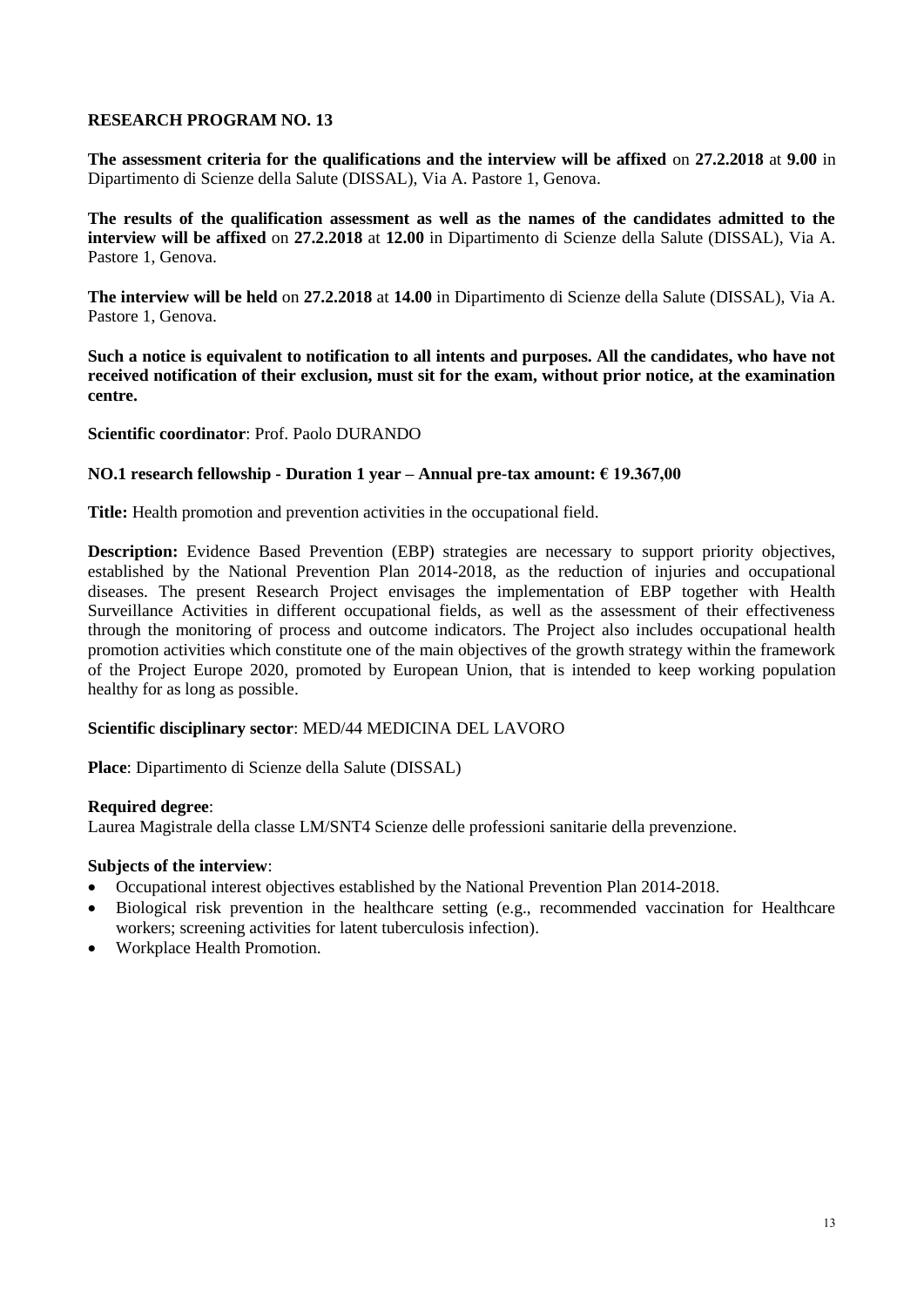## RESEARCH PROGRAM NO. 13

**The assessment criteria for the qualifications and the interview will be affixed** on **27.2.2018** at **9.00** in Dipartimento di Scienze della Salute (DISSAL), Via A. Pastore 1, Genova.

**The results of the qualification assessment as well as the names of the candidates admitted to the interview will be affixed** on **27.2.2018** at **12.00** in Dipartimento di Scienze della Salute (DISSAL), Via A. Pastore 1, Genova.

**The interview will be held** on **27.2.2018** at **14.00** in Dipartimento di Scienze della Salute (DISSAL), Via A. Pastore 1, Genova.

**Such a notice is equivalent to notification to all intents and purposes. All the candidates, who have not received notification of their exclusion, must sit for the exam, without prior notice, at the examination centre.**

**Scientific coordinator**: Prof. Paolo DURANDO

**NO.1 research fellowship - Duration 1 year – Annual pre-tax amount: € 19.367,00**

**Title:** Health promotion and prevention activities in the occupational field.

**Description:** Evidence Based Prevention (EBP) strategies are necessary to support priority objectives, established by the National Prevention Plan 2014-2018, as the reduction of injuries and occupational diseases. The present Research Project envisages the implementation of EBP together with Health Surveillance Activities in different occupational fields, as well as the assessment of their effectiveness through the monitoring of process and outcome indicators. The Project also includes occupational health promotion activities which constitute one of the main objectives of the growth strategy within the framework of the Project Europe 2020, promoted by European Union, that is intended to keep working population healthy for as long as possible.

**Scientific disciplinary sector**: MED/44 MEDICINA DEL LAVORO

**Place**: Dipartimento di Scienze della Salute (DISSAL)

**Required degree**:
Laurea Magistrale della classe LM/SNT4 Scienze delle professioni sanitarie della prevenzione.

**Subjects of the interview**:

- Occupational interest objectives established by the National Prevention Plan 2014-2018.
- Biological risk prevention in the healthcare setting (e.g., recommended vaccination for Healthcare workers; screening activities for latent tuberculosis infection).
- Workplace Health Promotion.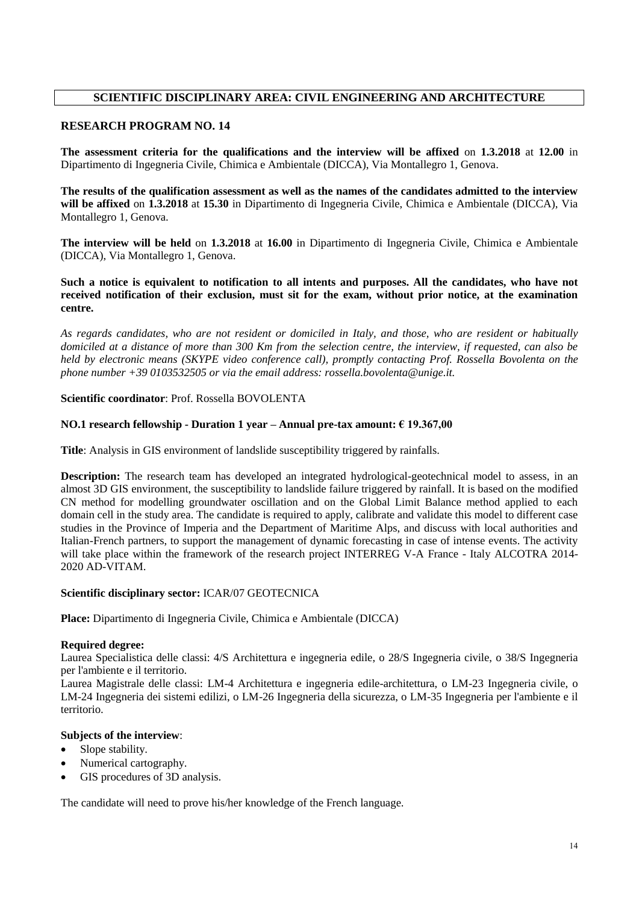## SCIENTIFIC DISCIPLINARY AREA: CIVIL ENGINEERING AND ARCHITECTURE

### RESEARCH PROGRAM NO. 14

**The assessment criteria for the qualifications and the interview will be affixed** on **1.3.2018** at **12.00** in Dipartimento di Ingegneria Civile, Chimica e Ambientale (DICCA), Via Montallegro 1, Genova.

**The results of the qualification assessment as well as the names of the candidates admitted to the interview will be affixed** on **1.3.2018** at **15.30** in Dipartimento di Ingegneria Civile, Chimica e Ambientale (DICCA), Via Montallegro 1, Genova.

**The interview will be held** on **1.3.2018** at **16.00** in Dipartimento di Ingegneria Civile, Chimica e Ambientale (DICCA), Via Montallegro 1, Genova.

**Such a notice is equivalent to notification to all intents and purposes. All the candidates, who have not received notification of their exclusion, must sit for the exam, without prior notice, at the examination centre.**

*As regards candidates, who are not resident or domiciled in Italy, and those, who are resident or habitually domiciled at a distance of more than 300 Km from the selection centre, the interview, if requested, can also be held by electronic means (SKYPE video conference call), promptly contacting Prof. Rossella Bovolenta on the phone number +39 0103532505 or via the email address: rossella.bovolenta@unige.it.*

**Scientific coordinator**: Prof. Rossella BOVOLENTA

**NO.1 research fellowship - Duration 1 year – Annual pre-tax amount: € 19.367,00**

**Title**: Analysis in GIS environment of landslide susceptibility triggered by rainfalls.

**Description:** The research team has developed an integrated hydrological-geotechnical model to assess, in an almost 3D GIS environment, the susceptibility to landslide failure triggered by rainfall. It is based on the modified CN method for modelling groundwater oscillation and on the Global Limit Balance method applied to each domain cell in the study area. The candidate is required to apply, calibrate and validate this model to different case studies in the Province of Imperia and the Department of Maritime Alps, and discuss with local authorities and Italian-French partners, to support the management of dynamic forecasting in case of intense events. The activity will take place within the framework of the research project INTERREG V-A France - Italy ALCOTRA 2014-2020 AD-VITAM.

**Scientific disciplinary sector:** ICAR/07 GEOTECNICA

**Place:** Dipartimento di Ingegneria Civile, Chimica e Ambientale (DICCA)

**Required degree:**
Laurea Specialistica delle classi: 4/S Architettura e ingegneria edile, o 28/S Ingegneria civile, o 38/S Ingegneria per l'ambiente e il territorio.
Laurea Magistrale delle classi: LM-4 Architettura e ingegneria edile-architettura, o LM-23 Ingegneria civile, o LM-24 Ingegneria dei sistemi edilizi, o LM-26 Ingegneria della sicurezza, o LM-35 Ingegneria per l'ambiente e il territorio.

**Subjects of the interview**:
- Slope stability.
- Numerical cartography.
- GIS procedures of 3D analysis.

The candidate will need to prove his/her knowledge of the French language.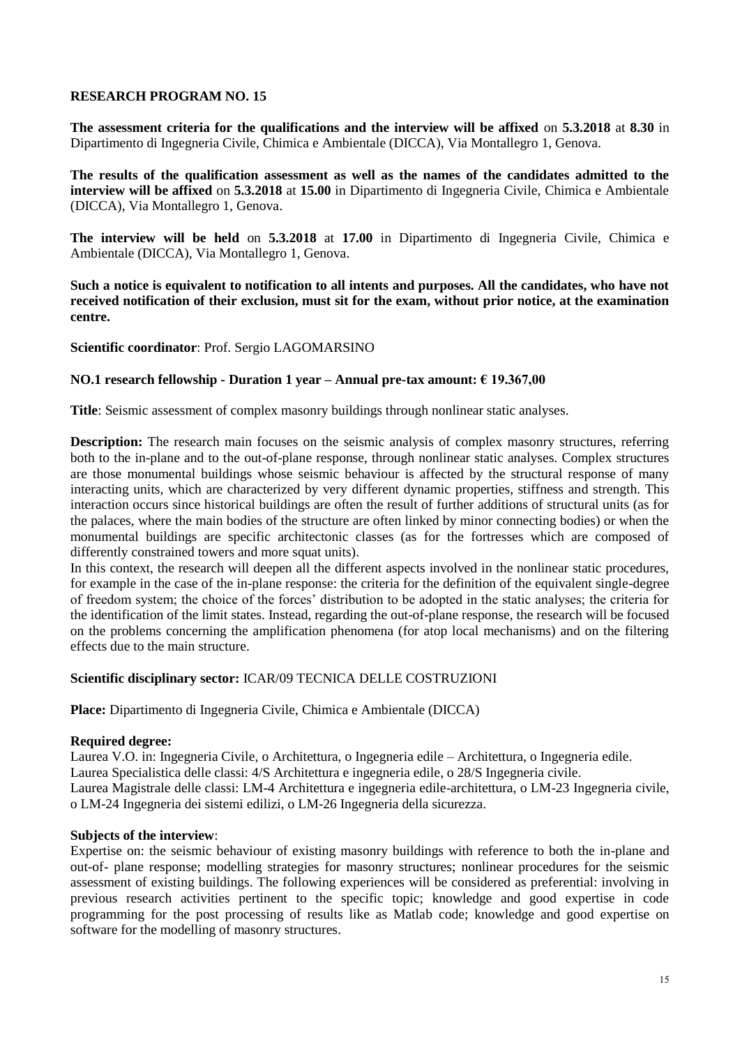## RESEARCH PROGRAM NO. 15

**The assessment criteria for the qualifications and the interview will be affixed** on **5.3.2018** at **8.30** in Dipartimento di Ingegneria Civile, Chimica e Ambientale (DICCA), Via Montallegro 1, Genova.

**The results of the qualification assessment as well as the names of the candidates admitted to the interview will be affixed** on **5.3.2018** at **15.00** in Dipartimento di Ingegneria Civile, Chimica e Ambientale (DICCA), Via Montallegro 1, Genova.

**The interview will be held** on **5.3.2018** at **17.00** in Dipartimento di Ingegneria Civile, Chimica e Ambientale (DICCA), Via Montallegro 1, Genova.

**Such a notice is equivalent to notification to all intents and purposes. All the candidates, who have not received notification of their exclusion, must sit for the exam, without prior notice, at the examination centre.**

**Scientific coordinator**: Prof. Sergio LAGOMARSINO

**NO.1 research fellowship - Duration 1 year – Annual pre-tax amount: € 19.367,00**

**Title**: Seismic assessment of complex masonry buildings through nonlinear static analyses.

**Description:** The research main focuses on the seismic analysis of complex masonry structures, referring both to the in-plane and to the out-of-plane response, through nonlinear static analyses. Complex structures are those monumental buildings whose seismic behaviour is affected by the structural response of many interacting units, which are characterized by very different dynamic properties, stiffness and strength. This interaction occurs since historical buildings are often the result of further additions of structural units (as for the palaces, where the main bodies of the structure are often linked by minor connecting bodies) or when the monumental buildings are specific architectonic classes (as for the fortresses which are composed of differently constrained towers and more squat units).
In this context, the research will deepen all the different aspects involved in the nonlinear static procedures, for example in the case of the in-plane response: the criteria for the definition of the equivalent single-degree of freedom system; the choice of the forces' distribution to be adopted in the static analyses; the criteria for the identification of the limit states. Instead, regarding the out-of-plane response, the research will be focused on the problems concerning the amplification phenomena (for atop local mechanisms) and on the filtering effects due to the main structure.

**Scientific disciplinary sector:** ICAR/09 TECNICA DELLE COSTRUZIONI

**Place:** Dipartimento di Ingegneria Civile, Chimica e Ambientale (DICCA)

**Required degree:**
Laurea V.O. in: Ingegneria Civile, o Architettura, o Ingegneria edile – Architettura, o Ingegneria edile.
Laurea Specialistica delle classi: 4/S Architettura e ingegneria edile, o 28/S Ingegneria civile.
Laurea Magistrale delle classi: LM-4 Architettura e ingegneria edile-architettura, o LM-23 Ingegneria civile, o LM-24 Ingegneria dei sistemi edilizi, o LM-26 Ingegneria della sicurezza.

**Subjects of the interview**:
Expertise on: the seismic behaviour of existing masonry buildings with reference to both the in-plane and out-of- plane response; modelling strategies for masonry structures; nonlinear procedures for the seismic assessment of existing buildings. The following experiences will be considered as preferential: involving in previous research activities pertinent to the specific topic; knowledge and good expertise in code programming for the post processing of results like as Matlab code; knowledge and good expertise on software for the modelling of masonry structures.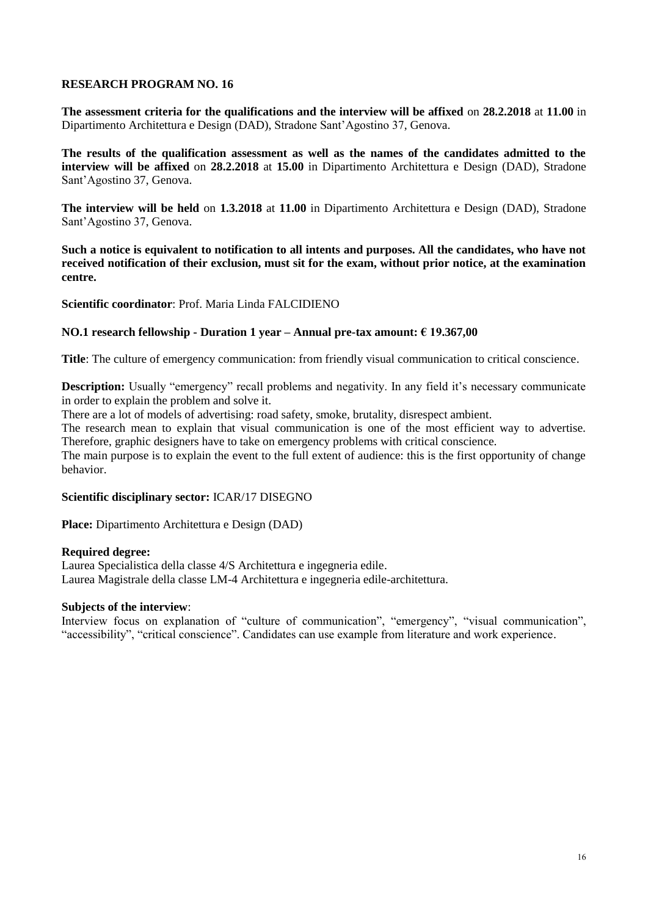## RESEARCH PROGRAM NO. 16

**The assessment criteria for the qualifications and the interview will be affixed** on **28.2.2018** at **11.00** in Dipartimento Architettura e Design (DAD), Stradone Sant'Agostino 37, Genova.

**The results of the qualification assessment as well as the names of the candidates admitted to the interview will be affixed** on **28.2.2018** at **15.00** in Dipartimento Architettura e Design (DAD), Stradone Sant'Agostino 37, Genova.

**The interview will be held** on **1.3.2018** at **11.00** in Dipartimento Architettura e Design (DAD), Stradone Sant'Agostino 37, Genova.

**Such a notice is equivalent to notification to all intents and purposes. All the candidates, who have not received notification of their exclusion, must sit for the exam, without prior notice, at the examination centre.**

**Scientific coordinator**: Prof. Maria Linda FALCIDIENO

**NO.1 research fellowship - Duration 1 year – Annual pre-tax amount: € 19.367,00**

**Title**: The culture of emergency communication: from friendly visual communication to critical conscience.

**Description:** Usually "emergency" recall problems and negativity. In any field it's necessary communicate in order to explain the problem and solve it.

There are a lot of models of advertising: road safety, smoke, brutality, disrespect ambient.

The research mean to explain that visual communication is one of the most efficient way to advertise. Therefore, graphic designers have to take on emergency problems with critical conscience.

The main purpose is to explain the event to the full extent of audience: this is the first opportunity of change behavior.

**Scientific disciplinary sector:** ICAR/17 DISEGNO

**Place:** Dipartimento Architettura e Design (DAD)

**Required degree:**

Laurea Specialistica della classe 4/S Architettura e ingegneria edile.

Laurea Magistrale della classe LM-4 Architettura e ingegneria edile-architettura.

**Subjects of the interview**:

Interview focus on explanation of "culture of communication", "emergency", "visual communication", "accessibility", "critical conscience". Candidates can use example from literature and work experience.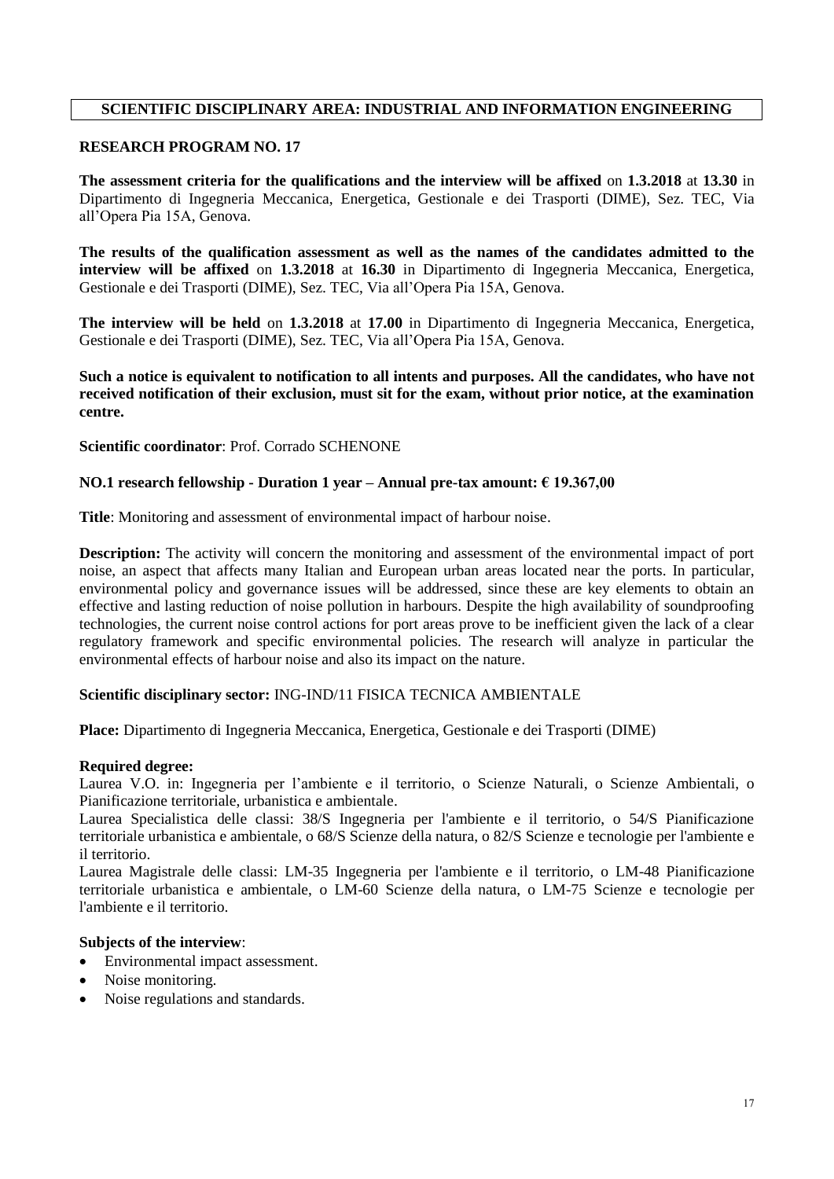## SCIENTIFIC DISCIPLINARY AREA: INDUSTRIAL AND INFORMATION ENGINEERING

### RESEARCH PROGRAM NO. 17

**The assessment criteria for the qualifications and the interview will be affixed** on **1.3.2018** at **13.30** in Dipartimento di Ingegneria Meccanica, Energetica, Gestionale e dei Trasporti (DIME), Sez. TEC, Via all'Opera Pia 15A, Genova.

**The results of the qualification assessment as well as the names of the candidates admitted to the interview will be affixed** on **1.3.2018** at **16.30** in Dipartimento di Ingegneria Meccanica, Energetica, Gestionale e dei Trasporti (DIME), Sez. TEC, Via all'Opera Pia 15A, Genova.

**The interview will be held** on **1.3.2018** at **17.00** in Dipartimento di Ingegneria Meccanica, Energetica, Gestionale e dei Trasporti (DIME), Sez. TEC, Via all'Opera Pia 15A, Genova.

**Such a notice is equivalent to notification to all intents and purposes. All the candidates, who have not received notification of their exclusion, must sit for the exam, without prior notice, at the examination centre.**

**Scientific coordinator**: Prof. Corrado SCHENONE

**NO.1 research fellowship - Duration 1 year – Annual pre-tax amount: € 19.367,00**

**Title**: Monitoring and assessment of environmental impact of harbour noise.

**Description:** The activity will concern the monitoring and assessment of the environmental impact of port noise, an aspect that affects many Italian and European urban areas located near the ports. In particular, environmental policy and governance issues will be addressed, since these are key elements to obtain an effective and lasting reduction of noise pollution in harbours. Despite the high availability of soundproofing technologies, the current noise control actions for port areas prove to be inefficient given the lack of a clear regulatory framework and specific environmental policies. The research will analyze in particular the environmental effects of harbour noise and also its impact on the nature.

**Scientific disciplinary sector:** ING-IND/11 FISICA TECNICA AMBIENTALE

**Place:** Dipartimento di Ingegneria Meccanica, Energetica, Gestionale e dei Trasporti (DIME)

**Required degree:**
Laurea V.O. in: Ingegneria per l'ambiente e il territorio, o Scienze Naturali, o Scienze Ambientali, o Pianificazione territoriale, urbanistica e ambientale.
Laurea Specialistica delle classi: 38/S Ingegneria per l'ambiente e il territorio, o 54/S Pianificazione territoriale urbanistica e ambientale, o 68/S Scienze della natura, o 82/S Scienze e tecnologie per l'ambiente e il territorio.
Laurea Magistrale delle classi: LM-35 Ingegneria per l'ambiente e il territorio, o LM-48 Pianificazione territoriale urbanistica e ambientale, o LM-60 Scienze della natura, o LM-75 Scienze e tecnologie per l'ambiente e il territorio.

**Subjects of the interview**:
- Environmental impact assessment.
- Noise monitoring.
- Noise regulations and standards.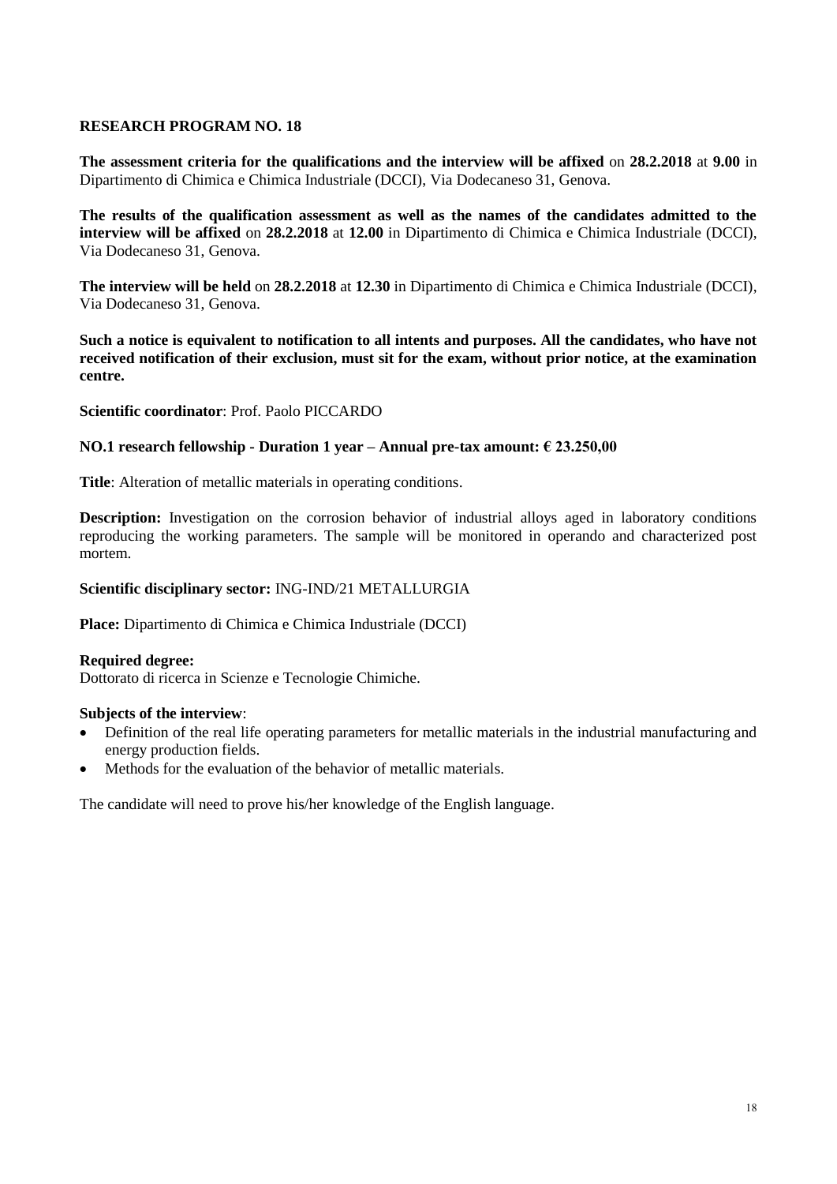## RESEARCH PROGRAM NO. 18

**The assessment criteria for the qualifications and the interview will be affixed** on **28.2.2018** at **9.00** in Dipartimento di Chimica e Chimica Industriale (DCCI), Via Dodecaneso 31, Genova.

**The results of the qualification assessment as well as the names of the candidates admitted to the interview will be affixed** on **28.2.2018** at **12.00** in Dipartimento di Chimica e Chimica Industriale (DCCI), Via Dodecaneso 31, Genova.

**The interview will be held** on **28.2.2018** at **12.30** in Dipartimento di Chimica e Chimica Industriale (DCCI), Via Dodecaneso 31, Genova.

**Such a notice is equivalent to notification to all intents and purposes. All the candidates, who have not received notification of their exclusion, must sit for the exam, without prior notice, at the examination centre.**

**Scientific coordinator**: Prof. Paolo PICCARDO

**NO.1 research fellowship - Duration 1 year – Annual pre-tax amount: € 23.250,00**

**Title**: Alteration of metallic materials in operating conditions.

**Description:** Investigation on the corrosion behavior of industrial alloys aged in laboratory conditions reproducing the working parameters. The sample will be monitored in operando and characterized post mortem.

**Scientific disciplinary sector:** ING-IND/21 METALLURGIA

**Place:** Dipartimento di Chimica e Chimica Industriale (DCCI)

**Required degree:**
Dottorato di ricerca in Scienze e Tecnologie Chimiche.

**Subjects of the interview**:

- Definition of the real life operating parameters for metallic materials in the industrial manufacturing and energy production fields.
- Methods for the evaluation of the behavior of metallic materials.

The candidate will need to prove his/her knowledge of the English language.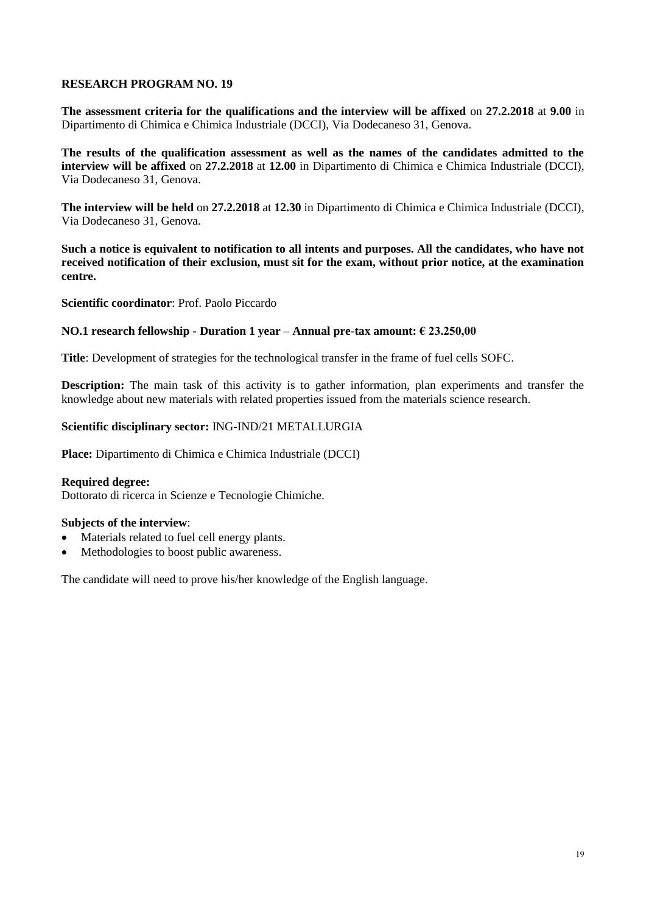### RESEARCH PROGRAM NO. 19

**The assessment criteria for the qualifications and the interview will be affixed** on **27.2.2018** at **9.00** in Dipartimento di Chimica e Chimica Industriale (DCCI), Via Dodecaneso 31, Genova.

**The results of the qualification assessment as well as the names of the candidates admitted to the interview will be affixed** on **27.2.2018** at **12.00** in Dipartimento di Chimica e Chimica Industriale (DCCI), Via Dodecaneso 31, Genova.

**The interview will be held** on **27.2.2018** at **12.30** in Dipartimento di Chimica e Chimica Industriale (DCCI), Via Dodecaneso 31, Genova.

**Such a notice is equivalent to notification to all intents and purposes. All the candidates, who have not received notification of their exclusion, must sit for the exam, without prior notice, at the examination centre.**

**Scientific coordinator**: Prof. Paolo Piccardo

**NO.1 research fellowship - Duration 1 year – Annual pre-tax amount: € 23.250,00**

**Title**: Development of strategies for the technological transfer in the frame of fuel cells SOFC.

**Description:** The main task of this activity is to gather information, plan experiments and transfer the knowledge about new materials with related properties issued from the materials science research.

**Scientific disciplinary sector:** ING-IND/21 METALLURGIA

**Place:** Dipartimento di Chimica e Chimica Industriale (DCCI)

**Required degree:**
Dottorato di ricerca in Scienze e Tecnologie Chimiche.

**Subjects of the interview**:
- Materials related to fuel cell energy plants.
- Methodologies to boost public awareness.

The candidate will need to prove his/her knowledge of the English language.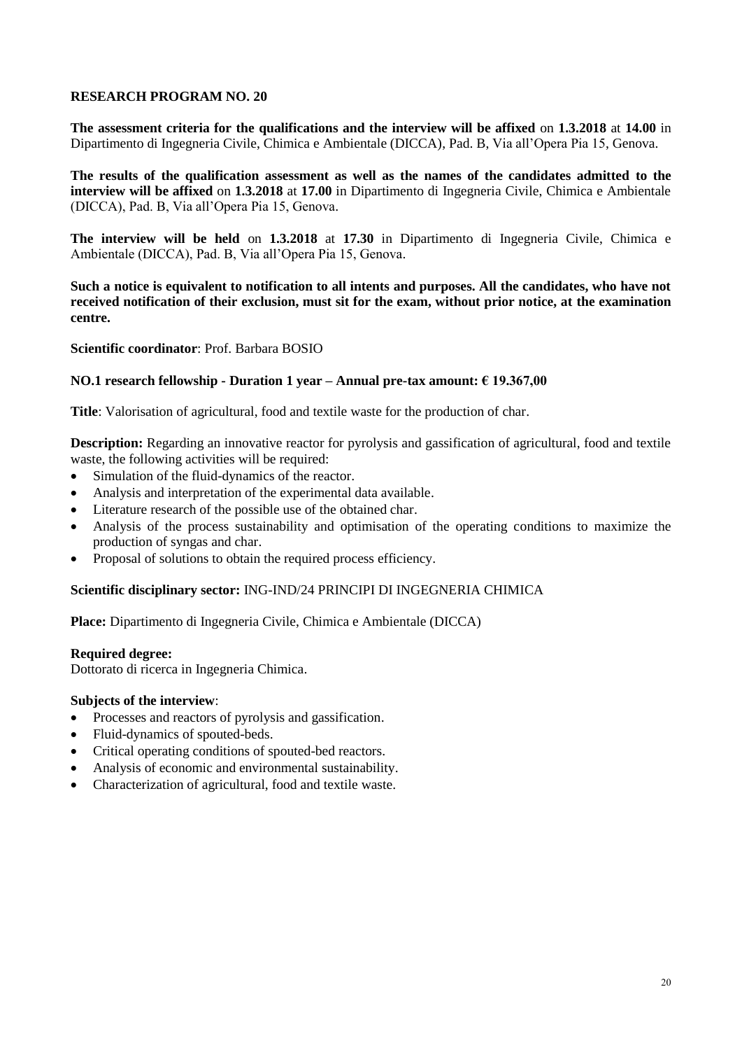## RESEARCH PROGRAM NO. 20

**The assessment criteria for the qualifications and the interview will be affixed** on **1.3.2018** at **14.00** in Dipartimento di Ingegneria Civile, Chimica e Ambientale (DICCA), Pad. B, Via all'Opera Pia 15, Genova.

**The results of the qualification assessment as well as the names of the candidates admitted to the interview will be affixed** on **1.3.2018** at **17.00** in Dipartimento di Ingegneria Civile, Chimica e Ambientale (DICCA), Pad. B, Via all'Opera Pia 15, Genova.

**The interview will be held** on **1.3.2018** at **17.30** in Dipartimento di Ingegneria Civile, Chimica e Ambientale (DICCA), Pad. B, Via all'Opera Pia 15, Genova.

**Such a notice is equivalent to notification to all intents and purposes. All the candidates, who have not received notification of their exclusion, must sit for the exam, without prior notice, at the examination centre.**

**Scientific coordinator**: Prof. Barbara BOSIO

**NO.1 research fellowship - Duration 1 year – Annual pre-tax amount: € 19.367,00**

**Title**: Valorisation of agricultural, food and textile waste for the production of char.

**Description:** Regarding an innovative reactor for pyrolysis and gassification of agricultural, food and textile waste, the following activities will be required:

- Simulation of the fluid-dynamics of the reactor.
- Analysis and interpretation of the experimental data available.
- Literature research of the possible use of the obtained char.
- Analysis of the process sustainability and optimisation of the operating conditions to maximize the production of syngas and char.
- Proposal of solutions to obtain the required process efficiency.

**Scientific disciplinary sector:** ING-IND/24 PRINCIPI DI INGEGNERIA CHIMICA

**Place:** Dipartimento di Ingegneria Civile, Chimica e Ambientale (DICCA)

**Required degree:**
Dottorato di ricerca in Ingegneria Chimica.

**Subjects of the interview**:

- Processes and reactors of pyrolysis and gassification.
- Fluid-dynamics of spouted-beds.
- Critical operating conditions of spouted-bed reactors.
- Analysis of economic and environmental sustainability.
- Characterization of agricultural, food and textile waste.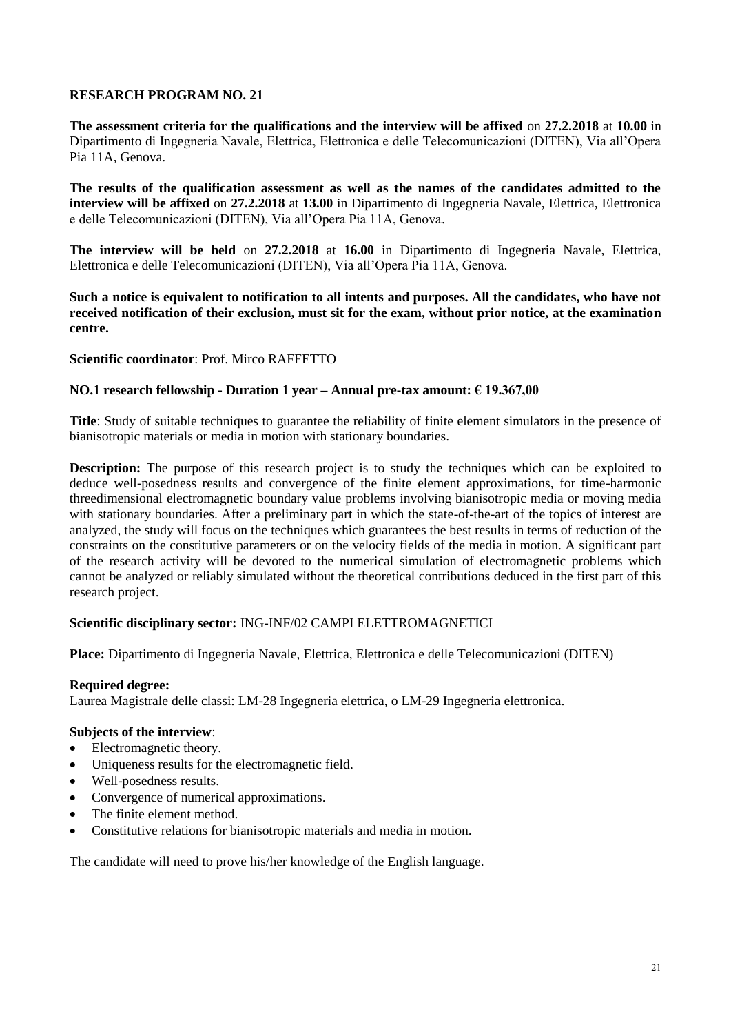**RESEARCH PROGRAM NO. 21**

**The assessment criteria for the qualifications and the interview will be affixed** on **27.2.2018** at **10.00** in Dipartimento di Ingegneria Navale, Elettrica, Elettronica e delle Telecomunicazioni (DITEN), Via all'Opera Pia 11A, Genova.

**The results of the qualification assessment as well as the names of the candidates admitted to the interview will be affixed** on **27.2.2018** at **13.00** in Dipartimento di Ingegneria Navale, Elettrica, Elettronica e delle Telecomunicazioni (DITEN), Via all'Opera Pia 11A, Genova.

**The interview will be held** on **27.2.2018** at **16.00** in Dipartimento di Ingegneria Navale, Elettrica, Elettronica e delle Telecomunicazioni (DITEN), Via all'Opera Pia 11A, Genova.

**Such a notice is equivalent to notification to all intents and purposes. All the candidates, who have not received notification of their exclusion, must sit for the exam, without prior notice, at the examination centre.**

**Scientific coordinator**: Prof. Mirco RAFFETTO

**NO.1 research fellowship - Duration 1 year – Annual pre-tax amount: € 19.367,00**

**Title**: Study of suitable techniques to guarantee the reliability of finite element simulators in the presence of bianisotropic materials or media in motion with stationary boundaries.

**Description:** The purpose of this research project is to study the techniques which can be exploited to deduce well-posedness results and convergence of the finite element approximations, for time-harmonic threedimensional electromagnetic boundary value problems involving bianisotropic media or moving media with stationary boundaries. After a preliminary part in which the state-of-the-art of the topics of interest are analyzed, the study will focus on the techniques which guarantees the best results in terms of reduction of the constraints on the constitutive parameters or on the velocity fields of the media in motion. A significant part of the research activity will be devoted to the numerical simulation of electromagnetic problems which cannot be analyzed or reliably simulated without the theoretical contributions deduced in the first part of this research project.

**Scientific disciplinary sector:** ING-INF/02 CAMPI ELETTROMAGNETICI

**Place:** Dipartimento di Ingegneria Navale, Elettrica, Elettronica e delle Telecomunicazioni (DITEN)

**Required degree:**
Laurea Magistrale delle classi: LM-28 Ingegneria elettrica, o LM-29 Ingegneria elettronica.

**Subjects of the interview**:

- Electromagnetic theory.
- Uniqueness results for the electromagnetic field.
- Well-posedness results.
- Convergence of numerical approximations.
- The finite element method.
- Constitutive relations for bianisotropic materials and media in motion.

The candidate will need to prove his/her knowledge of the English language.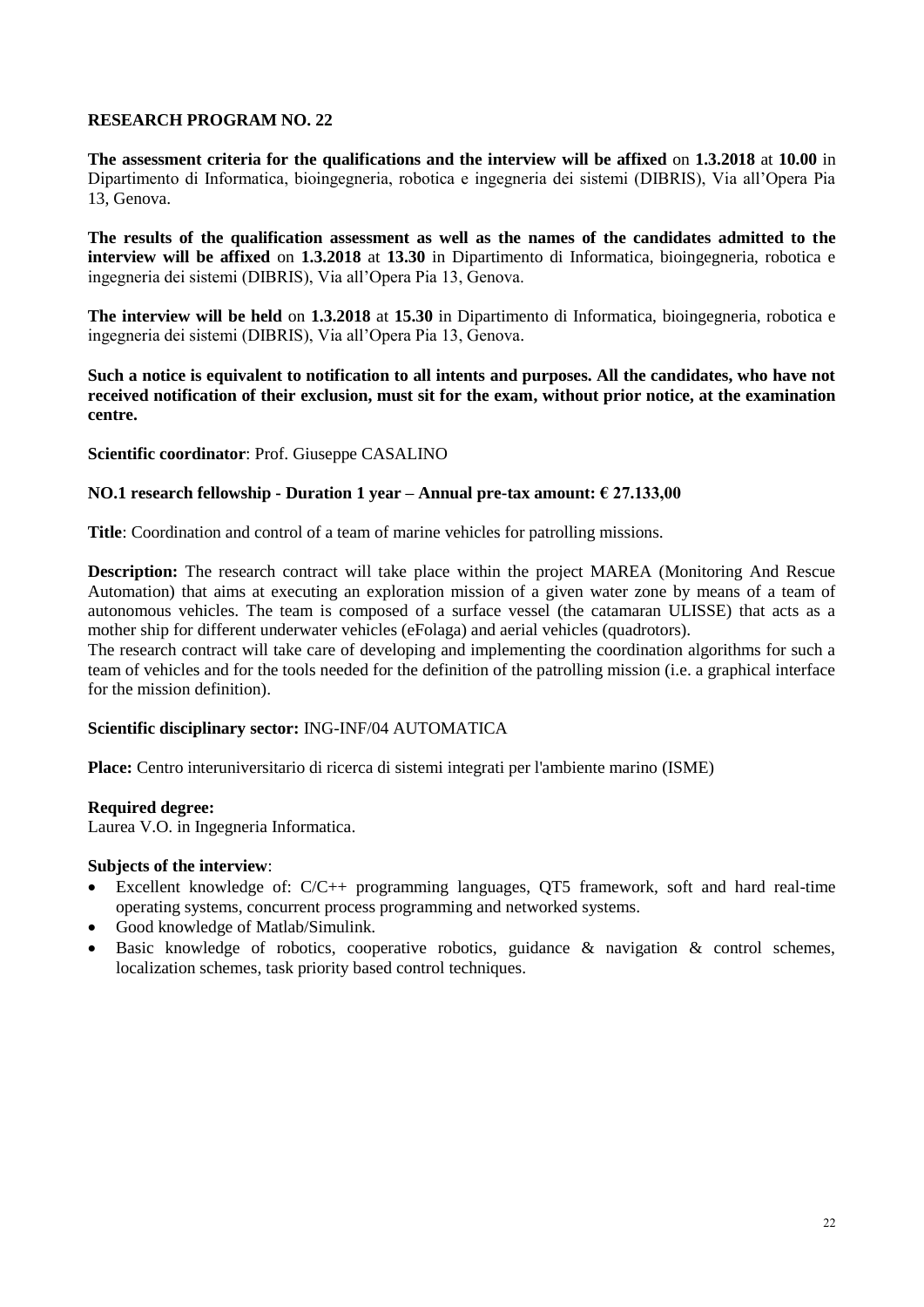## RESEARCH PROGRAM NO. 22

**The assessment criteria for the qualifications and the interview will be affixed** on **1.3.2018** at **10.00** in Dipartimento di Informatica, bioingegneria, robotica e ingegneria dei sistemi (DIBRIS), Via all'Opera Pia 13, Genova.

**The results of the qualification assessment as well as the names of the candidates admitted to the interview will be affixed** on **1.3.2018** at **13.30** in Dipartimento di Informatica, bioingegneria, robotica e ingegneria dei sistemi (DIBRIS), Via all'Opera Pia 13, Genova.

**The interview will be held** on **1.3.2018** at **15.30** in Dipartimento di Informatica, bioingegneria, robotica e ingegneria dei sistemi (DIBRIS), Via all'Opera Pia 13, Genova.

**Such a notice is equivalent to notification to all intents and purposes. All the candidates, who have not received notification of their exclusion, must sit for the exam, without prior notice, at the examination centre.**

**Scientific coordinator**: Prof. Giuseppe CASALINO

**NO.1 research fellowship - Duration 1 year – Annual pre-tax amount: € 27.133,00**

**Title**: Coordination and control of a team of marine vehicles for patrolling missions.

**Description:** The research contract will take place within the project MAREA (Monitoring And Rescue Automation) that aims at executing an exploration mission of a given water zone by means of a team of autonomous vehicles. The team is composed of a surface vessel (the catamaran ULISSE) that acts as a mother ship for different underwater vehicles (eFolaga) and aerial vehicles (quadrotors).
The research contract will take care of developing and implementing the coordination algorithms for such a team of vehicles and for the tools needed for the definition of the patrolling mission (i.e. a graphical interface for the mission definition).

**Scientific disciplinary sector:** ING-INF/04 AUTOMATICA

**Place:** Centro interuniversitario di ricerca di sistemi integrati per l'ambiente marino (ISME)

**Required degree:**
Laurea V.O. in Ingegneria Informatica.

**Subjects of the interview**:
- Excellent knowledge of: C/C++ programming languages, QT5 framework, soft and hard real-time operating systems, concurrent process programming and networked systems.
- Good knowledge of Matlab/Simulink.
- Basic knowledge of robotics, cooperative robotics, guidance & navigation & control schemes, localization schemes, task priority based control techniques.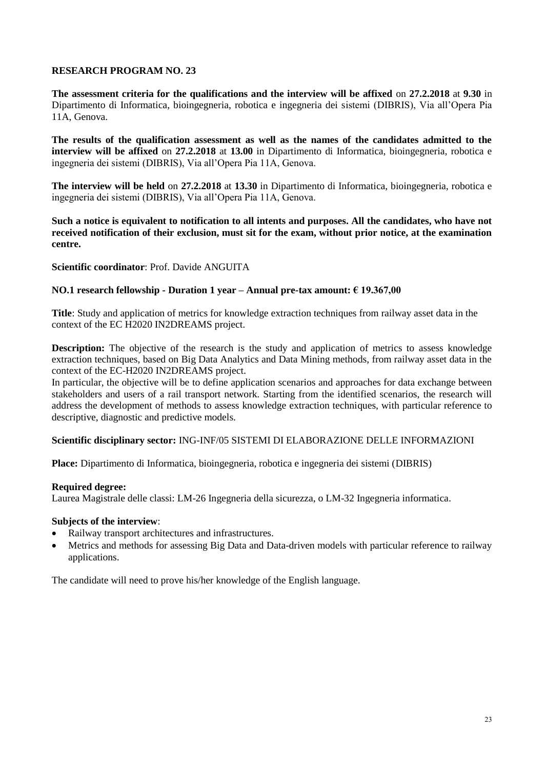**RESEARCH PROGRAM NO. 23**

**The assessment criteria for the qualifications and the interview will be affixed** on **27.2.2018** at **9.30** in Dipartimento di Informatica, bioingegneria, robotica e ingegneria dei sistemi (DIBRIS), Via all'Opera Pia 11A, Genova.

**The results of the qualification assessment as well as the names of the candidates admitted to the interview will be affixed** on **27.2.2018** at **13.00** in Dipartimento di Informatica, bioingegneria, robotica e ingegneria dei sistemi (DIBRIS), Via all'Opera Pia 11A, Genova.

**The interview will be held** on **27.2.2018** at **13.30** in Dipartimento di Informatica, bioingegneria, robotica e ingegneria dei sistemi (DIBRIS), Via all'Opera Pia 11A, Genova.

**Such a notice is equivalent to notification to all intents and purposes. All the candidates, who have not received notification of their exclusion, must sit for the exam, without prior notice, at the examination centre.**

**Scientific coordinator**: Prof. Davide ANGUITA

**NO.1 research fellowship - Duration 1 year – Annual pre-tax amount: € 19.367,00**

**Title**: Study and application of metrics for knowledge extraction techniques from railway asset data in the context of the EC H2020 IN2DREAMS project.

**Description:** The objective of the research is the study and application of metrics to assess knowledge extraction techniques, based on Big Data Analytics and Data Mining methods, from railway asset data in the context of the EC-H2020 IN2DREAMS project.
In particular, the objective will be to define application scenarios and approaches for data exchange between stakeholders and users of a rail transport network. Starting from the identified scenarios, the research will address the development of methods to assess knowledge extraction techniques, with particular reference to descriptive, diagnostic and predictive models.

**Scientific disciplinary sector:** ING-INF/05 SISTEMI DI ELABORAZIONE DELLE INFORMAZIONI

**Place:** Dipartimento di Informatica, bioingegneria, robotica e ingegneria dei sistemi (DIBRIS)

**Required degree:**
Laurea Magistrale delle classi: LM-26 Ingegneria della sicurezza, o LM-32 Ingegneria informatica.

**Subjects of the interview**:
- Railway transport architectures and infrastructures.
- Metrics and methods for assessing Big Data and Data-driven models with particular reference to railway applications.

The candidate will need to prove his/her knowledge of the English language.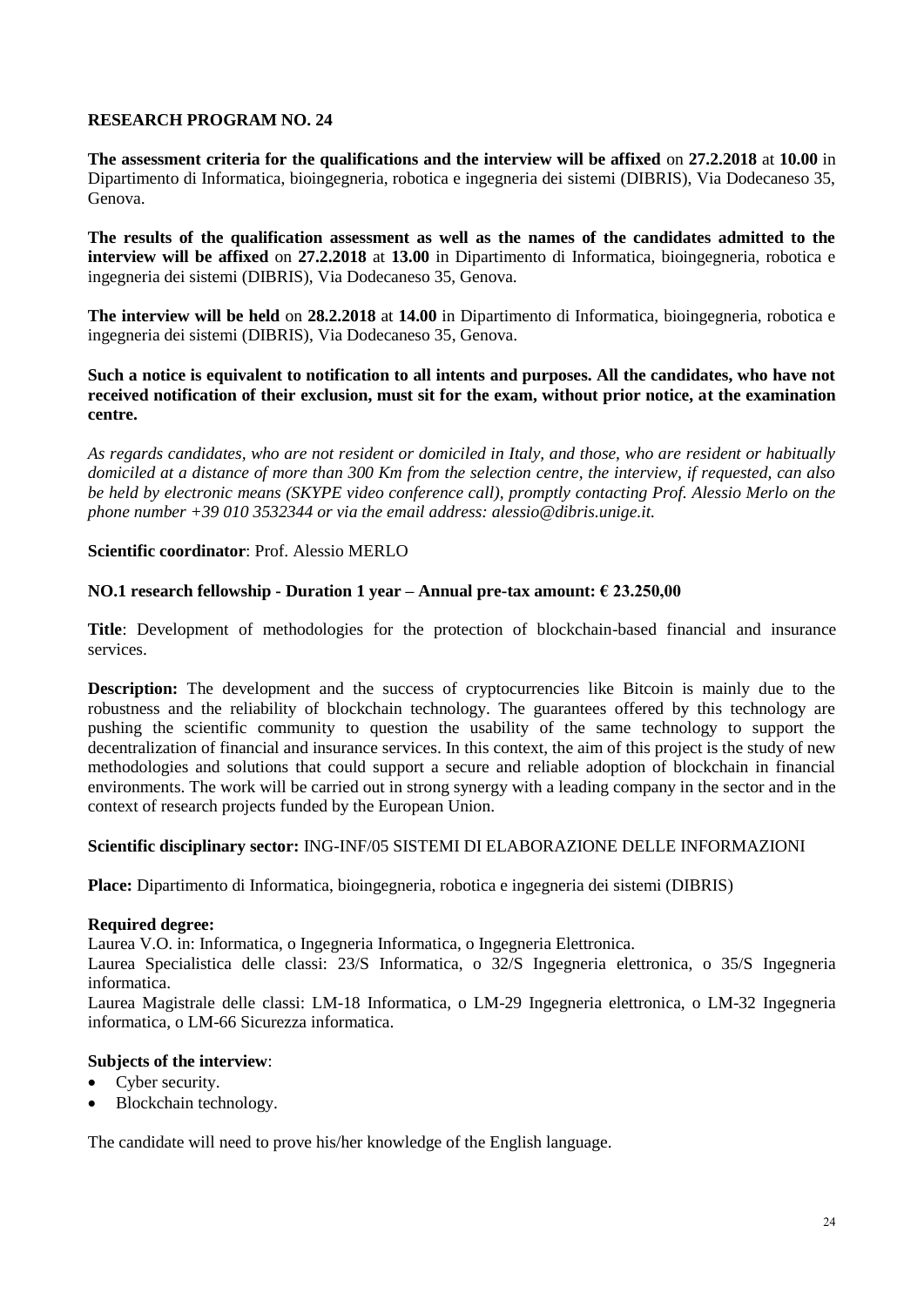## RESEARCH PROGRAM NO. 24

**The assessment criteria for the qualifications and the interview will be affixed** on **27.2.2018** at **10.00** in Dipartimento di Informatica, bioingegneria, robotica e ingegneria dei sistemi (DIBRIS), Via Dodecaneso 35, Genova.

**The results of the qualification assessment as well as the names of the candidates admitted to the interview will be affixed** on **27.2.2018** at **13.00** in Dipartimento di Informatica, bioingegneria, robotica e ingegneria dei sistemi (DIBRIS), Via Dodecaneso 35, Genova.

**The interview will be held** on **28.2.2018** at **14.00** in Dipartimento di Informatica, bioingegneria, robotica e ingegneria dei sistemi (DIBRIS), Via Dodecaneso 35, Genova.

**Such a notice is equivalent to notification to all intents and purposes. All the candidates, who have not received notification of their exclusion, must sit for the exam, without prior notice, at the examination centre.**

*As regards candidates, who are not resident or domiciled in Italy, and those, who are resident or habitually domiciled at a distance of more than 300 Km from the selection centre, the interview, if requested, can also be held by electronic means (SKYPE video conference call), promptly contacting Prof. Alessio Merlo on the phone number +39 010 3532344 or via the email address: alessio@dibris.unige.it.*

**Scientific coordinator**: Prof. Alessio MERLO

**NO.1 research fellowship - Duration 1 year – Annual pre-tax amount: € 23.250,00**

**Title**: Development of methodologies for the protection of blockchain-based financial and insurance services.

**Description:** The development and the success of cryptocurrencies like Bitcoin is mainly due to the robustness and the reliability of blockchain technology. The guarantees offered by this technology are pushing the scientific community to question the usability of the same technology to support the decentralization of financial and insurance services. In this context, the aim of this project is the study of new methodologies and solutions that could support a secure and reliable adoption of blockchain in financial environments. The work will be carried out in strong synergy with a leading company in the sector and in the context of research projects funded by the European Union.

**Scientific disciplinary sector:** ING-INF/05 SISTEMI DI ELABORAZIONE DELLE INFORMAZIONI

**Place:** Dipartimento di Informatica, bioingegneria, robotica e ingegneria dei sistemi (DIBRIS)

**Required degree:**

Laurea V.O. in: Informatica, o Ingegneria Informatica, o Ingegneria Elettronica.

Laurea Specialistica delle classi: 23/S Informatica, o 32/S Ingegneria elettronica, o 35/S Ingegneria informatica.

Laurea Magistrale delle classi: LM-18 Informatica, o LM-29 Ingegneria elettronica, o LM-32 Ingegneria informatica, o LM-66 Sicurezza informatica.

**Subjects of the interview**:

- Cyber security.
- Blockchain technology.

The candidate will need to prove his/her knowledge of the English language.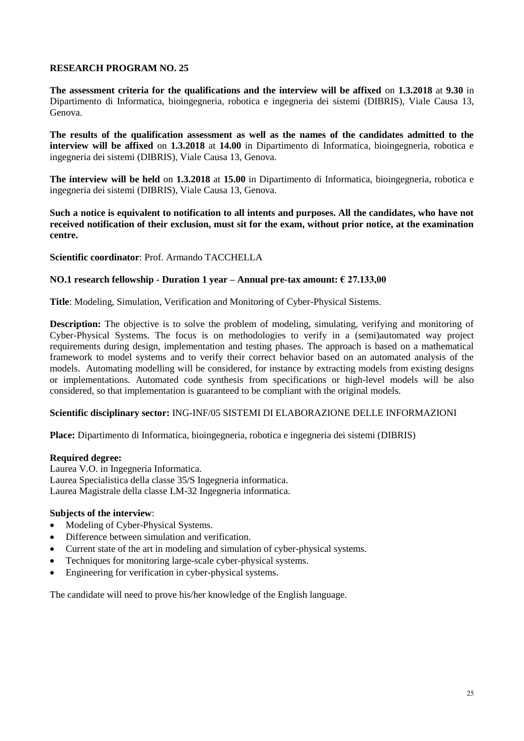**RESEARCH PROGRAM NO. 25**

**The assessment criteria for the qualifications and the interview will be affixed** on **1.3.2018** at **9.30** in Dipartimento di Informatica, bioingegneria, robotica e ingegneria dei sistemi (DIBRIS), Viale Causa 13, Genova.

**The results of the qualification assessment as well as the names of the candidates admitted to the interview will be affixed** on **1.3.2018** at **14.00** in Dipartimento di Informatica, bioingegneria, robotica e ingegneria dei sistemi (DIBRIS), Viale Causa 13, Genova.

**The interview will be held** on **1.3.2018** at **15.00** in Dipartimento di Informatica, bioingegneria, robotica e ingegneria dei sistemi (DIBRIS), Viale Causa 13, Genova.

**Such a notice is equivalent to notification to all intents and purposes. All the candidates, who have not received notification of their exclusion, must sit for the exam, without prior notice, at the examination centre.**

**Scientific coordinator**: Prof. Armando TACCHELLA

**NO.1 research fellowship - Duration 1 year – Annual pre-tax amount: € 27.133,00**

**Title**: Modeling, Simulation, Verification and Monitoring of Cyber-Physical Sistems.

**Description:** The objective is to solve the problem of modeling, simulating, verifying and monitoring of Cyber-Physical Systems. The focus is on methodologies to verify in a (semi)automated way project requirements during design, implementation and testing phases. The approach is based on a mathematical framework to model systems and to verify their correct behavior based on an automated analysis of the models. Automating modelling will be considered, for instance by extracting models from existing designs or implementations. Automated code synthesis from specifications or high-level models will be also considered, so that implementation is guaranteed to be compliant with the original models.

**Scientific disciplinary sector:** ING-INF/05 SISTEMI DI ELABORAZIONE DELLE INFORMAZIONI

**Place:** Dipartimento di Informatica, bioingegneria, robotica e ingegneria dei sistemi (DIBRIS)

**Required degree:**
Laurea V.O. in Ingegneria Informatica.
Laurea Specialistica della classe 35/S Ingegneria informatica.
Laurea Magistrale della classe LM-32 Ingegneria informatica.

**Subjects of the interview**:

- Modeling of Cyber-Physical Systems.
- Difference between simulation and verification.
- Current state of the art in modeling and simulation of cyber-physical systems.
- Techniques for monitoring large-scale cyber-physical systems.
- Engineering for verification in cyber-physical systems.

The candidate will need to prove his/her knowledge of the English language.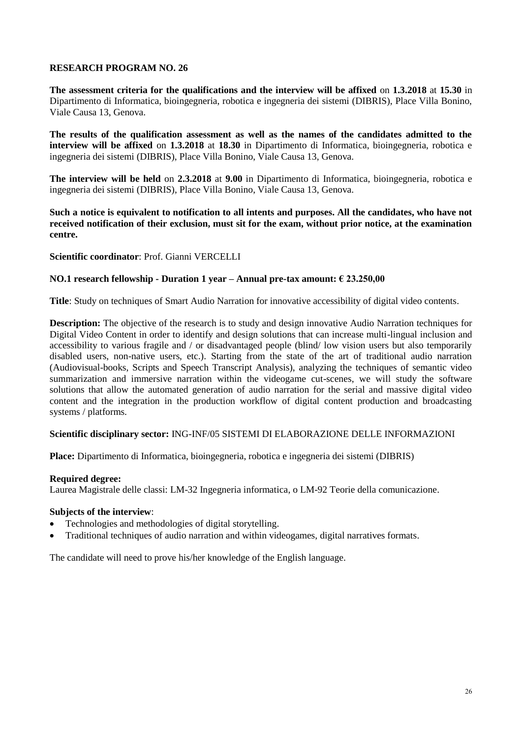**RESEARCH PROGRAM NO. 26**

**The assessment criteria for the qualifications and the interview will be affixed** on **1.3.2018** at **15.30** in Dipartimento di Informatica, bioingegneria, robotica e ingegneria dei sistemi (DIBRIS), Place Villa Bonino, Viale Causa 13, Genova.

**The results of the qualification assessment as well as the names of the candidates admitted to the interview will be affixed** on **1.3.2018** at **18.30** in Dipartimento di Informatica, bioingegneria, robotica e ingegneria dei sistemi (DIBRIS), Place Villa Bonino, Viale Causa 13, Genova.

**The interview will be held** on **2.3.2018** at **9.00** in Dipartimento di Informatica, bioingegneria, robotica e ingegneria dei sistemi (DIBRIS), Place Villa Bonino, Viale Causa 13, Genova.

**Such a notice is equivalent to notification to all intents and purposes. All the candidates, who have not received notification of their exclusion, must sit for the exam, without prior notice, at the examination centre.**

**Scientific coordinator**: Prof. Gianni VERCELLI

**NO.1 research fellowship - Duration 1 year – Annual pre-tax amount: € 23.250,00**

**Title**: Study on techniques of Smart Audio Narration for innovative accessibility of digital video contents.

**Description:** The objective of the research is to study and design innovative Audio Narration techniques for Digital Video Content in order to identify and design solutions that can increase multi-lingual inclusion and accessibility to various fragile and / or disadvantaged people (blind/ low vision users but also temporarily disabled users, non-native users, etc.). Starting from the state of the art of traditional audio narration (Audiovisual-books, Scripts and Speech Transcript Analysis), analyzing the techniques of semantic video summarization and immersive narration within the videogame cut-scenes, we will study the software solutions that allow the automated generation of audio narration for the serial and massive digital video content and the integration in the production workflow of digital content production and broadcasting systems / platforms.

**Scientific disciplinary sector:** ING-INF/05 SISTEMI DI ELABORAZIONE DELLE INFORMAZIONI

**Place:** Dipartimento di Informatica, bioingegneria, robotica e ingegneria dei sistemi (DIBRIS)

**Required degree:**
Laurea Magistrale delle classi: LM-32 Ingegneria informatica, o LM-92 Teorie della comunicazione.

**Subjects of the interview**:

- Technologies and methodologies of digital storytelling.
- Traditional techniques of audio narration and within videogames, digital narratives formats.

The candidate will need to prove his/her knowledge of the English language.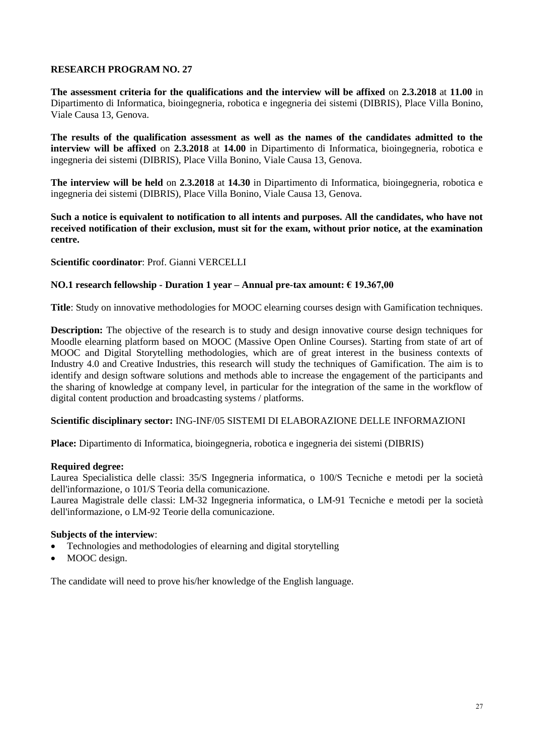**RESEARCH PROGRAM NO. 27**

**The assessment criteria for the qualifications and the interview will be affixed** on **2.3.2018** at **11.00** in Dipartimento di Informatica, bioingegneria, robotica e ingegneria dei sistemi (DIBRIS), Place Villa Bonino, Viale Causa 13, Genova.

**The results of the qualification assessment as well as the names of the candidates admitted to the interview will be affixed** on **2.3.2018** at **14.00** in Dipartimento di Informatica, bioingegneria, robotica e ingegneria dei sistemi (DIBRIS), Place Villa Bonino, Viale Causa 13, Genova.

**The interview will be held** on **2.3.2018** at **14.30** in Dipartimento di Informatica, bioingegneria, robotica e ingegneria dei sistemi (DIBRIS), Place Villa Bonino, Viale Causa 13, Genova.

**Such a notice is equivalent to notification to all intents and purposes. All the candidates, who have not received notification of their exclusion, must sit for the exam, without prior notice, at the examination centre.**

**Scientific coordinator**: Prof. Gianni VERCELLI

**NO.1 research fellowship - Duration 1 year – Annual pre-tax amount: € 19.367,00**

**Title**: Study on innovative methodologies for MOOC elearning courses design with Gamification techniques.

**Description:** The objective of the research is to study and design innovative course design techniques for Moodle elearning platform based on MOOC (Massive Open Online Courses). Starting from state of art of MOOC and Digital Storytelling methodologies, which are of great interest in the business contexts of Industry 4.0 and Creative Industries, this research will study the techniques of Gamification. The aim is to identify and design software solutions and methods able to increase the engagement of the participants and the sharing of knowledge at company level, in particular for the integration of the same in the workflow of digital content production and broadcasting systems / platforms.

**Scientific disciplinary sector:** ING-INF/05 SISTEMI DI ELABORAZIONE DELLE INFORMAZIONI

**Place:** Dipartimento di Informatica, bioingegneria, robotica e ingegneria dei sistemi (DIBRIS)

**Required degree:**
Laurea Specialistica delle classi: 35/S Ingegneria informatica, o 100/S Tecniche e metodi per la società dell'informazione, o 101/S Teoria della comunicazione.
Laurea Magistrale delle classi: LM-32 Ingegneria informatica, o LM-91 Tecniche e metodi per la società dell'informazione, o LM-92 Teorie della comunicazione.

**Subjects of the interview**:
- Technologies and methodologies of elearning and digital storytelling
- MOOC design.

The candidate will need to prove his/her knowledge of the English language.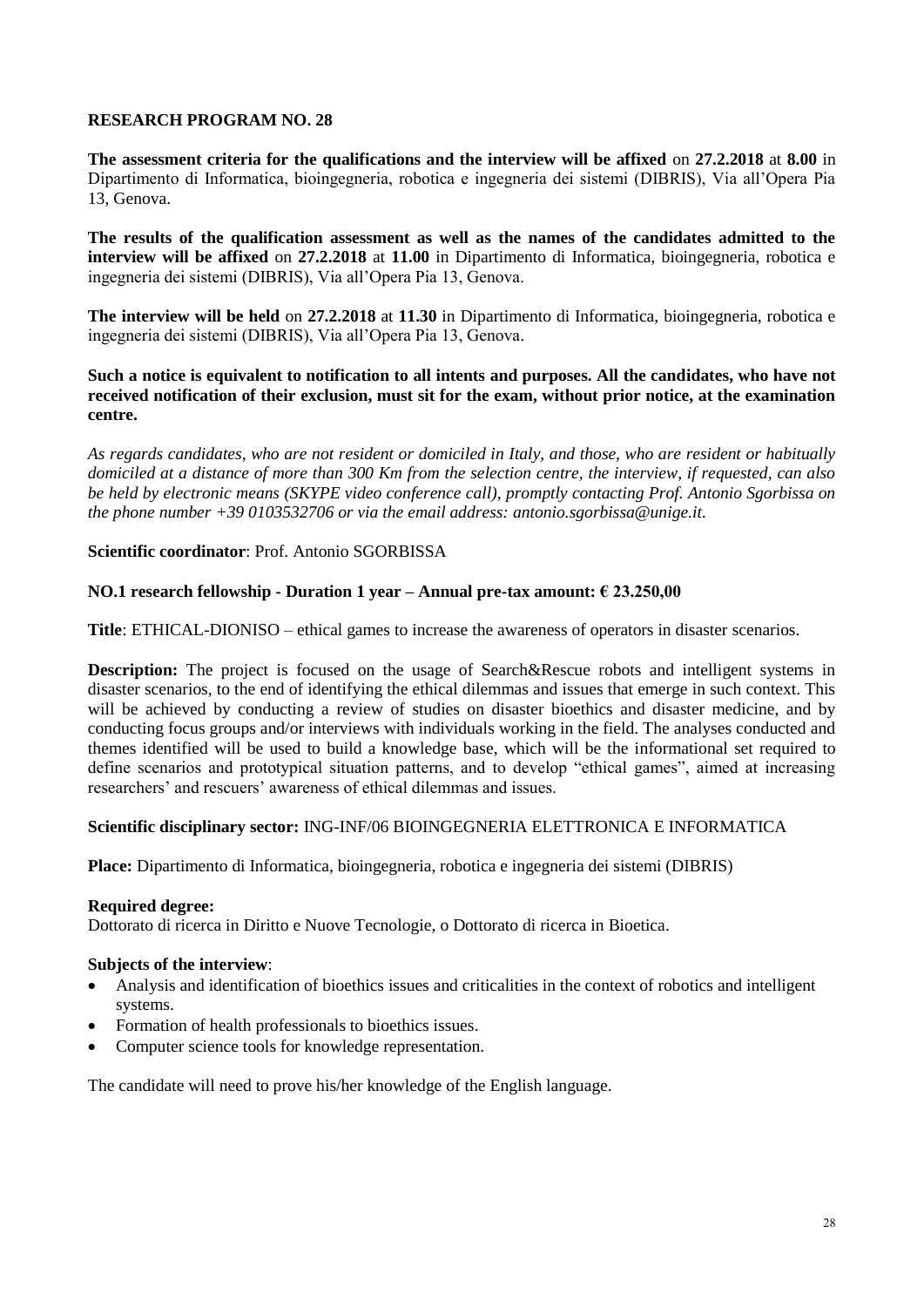**RESEARCH PROGRAM NO. 28**

**The assessment criteria for the qualifications and the interview will be affixed** on **27.2.2018** at **8.00** in Dipartimento di Informatica, bioingegneria, robotica e ingegneria dei sistemi (DIBRIS), Via all'Opera Pia 13, Genova.

**The results of the qualification assessment as well as the names of the candidates admitted to the interview will be affixed** on **27.2.2018** at **11.00** in Dipartimento di Informatica, bioingegneria, robotica e ingegneria dei sistemi (DIBRIS), Via all'Opera Pia 13, Genova.

**The interview will be held** on **27.2.2018** at **11.30** in Dipartimento di Informatica, bioingegneria, robotica e ingegneria dei sistemi (DIBRIS), Via all'Opera Pia 13, Genova.

**Such a notice is equivalent to notification to all intents and purposes. All the candidates, who have not received notification of their exclusion, must sit for the exam, without prior notice, at the examination centre.**

*As regards candidates, who are not resident or domiciled in Italy, and those, who are resident or habitually domiciled at a distance of more than 300 Km from the selection centre, the interview, if requested, can also be held by electronic means (SKYPE video conference call), promptly contacting Prof. Antonio Sgorbissa on the phone number +39 0103532706 or via the email address: antonio.sgorbissa@unige.it.*

**Scientific coordinator**: Prof. Antonio SGORBISSA

**NO.1 research fellowship - Duration 1 year – Annual pre-tax amount: € 23.250,00**

**Title**: ETHICAL-DIONISO – ethical games to increase the awareness of operators in disaster scenarios.

**Description:** The project is focused on the usage of Search&Rescue robots and intelligent systems in disaster scenarios, to the end of identifying the ethical dilemmas and issues that emerge in such context. This will be achieved by conducting a review of studies on disaster bioethics and disaster medicine, and by conducting focus groups and/or interviews with individuals working in the field. The analyses conducted and themes identified will be used to build a knowledge base, which will be the informational set required to define scenarios and prototypical situation patterns, and to develop "ethical games", aimed at increasing researchers' and rescuers' awareness of ethical dilemmas and issues.

**Scientific disciplinary sector:** ING-INF/06 BIOINGEGNERIA ELETTRONICA E INFORMATICA

**Place:** Dipartimento di Informatica, bioingegneria, robotica e ingegneria dei sistemi (DIBRIS)

**Required degree:**
Dottorato di ricerca in Diritto e Nuove Tecnologie, o Dottorato di ricerca in Bioetica.

**Subjects of the interview**:

- Analysis and identification of bioethics issues and criticalities in the context of robotics and intelligent systems.
- Formation of health professionals to bioethics issues.
- Computer science tools for knowledge representation.

The candidate will need to prove his/her knowledge of the English language.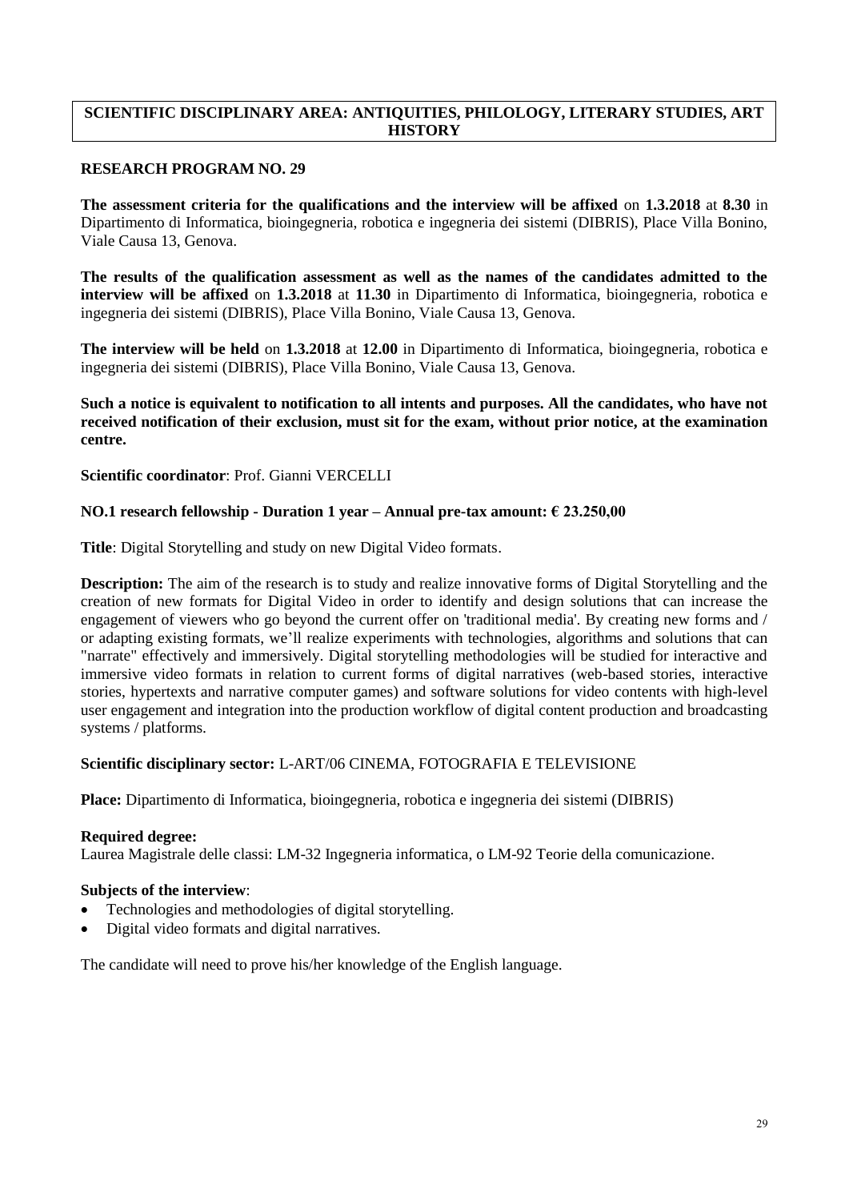## SCIENTIFIC DISCIPLINARY AREA: ANTIQUITIES, PHILOLOGY, LITERARY STUDIES, ART HISTORY

### RESEARCH PROGRAM NO. 29

**The assessment criteria for the qualifications and the interview will be affixed** on **1.3.2018** at **8.30** in Dipartimento di Informatica, bioingegneria, robotica e ingegneria dei sistemi (DIBRIS), Place Villa Bonino, Viale Causa 13, Genova.

**The results of the qualification assessment as well as the names of the candidates admitted to the interview will be affixed** on **1.3.2018** at **11.30** in Dipartimento di Informatica, bioingegneria, robotica e ingegneria dei sistemi (DIBRIS), Place Villa Bonino, Viale Causa 13, Genova.

**The interview will be held** on **1.3.2018** at **12.00** in Dipartimento di Informatica, bioingegneria, robotica e ingegneria dei sistemi (DIBRIS), Place Villa Bonino, Viale Causa 13, Genova.

**Such a notice is equivalent to notification to all intents and purposes. All the candidates, who have not received notification of their exclusion, must sit for the exam, without prior notice, at the examination centre.**

**Scientific coordinator**: Prof. Gianni VERCELLI

**NO.1 research fellowship - Duration 1 year – Annual pre-tax amount: € 23.250,00**

**Title**: Digital Storytelling and study on new Digital Video formats.

**Description:** The aim of the research is to study and realize innovative forms of Digital Storytelling and the creation of new formats for Digital Video in order to identify and design solutions that can increase the engagement of viewers who go beyond the current offer on 'traditional media'. By creating new forms and / or adapting existing formats, we'll realize experiments with technologies, algorithms and solutions that can "narrate" effectively and immersively. Digital storytelling methodologies will be studied for interactive and immersive video formats in relation to current forms of digital narratives (web-based stories, interactive stories, hypertexts and narrative computer games) and software solutions for video contents with high-level user engagement and integration into the production workflow of digital content production and broadcasting systems / platforms.

**Scientific disciplinary sector:** L-ART/06 CINEMA, FOTOGRAFIA E TELEVISIONE

**Place:** Dipartimento di Informatica, bioingegneria, robotica e ingegneria dei sistemi (DIBRIS)

**Required degree:**
Laurea Magistrale delle classi: LM-32 Ingegneria informatica, o LM-92 Teorie della comunicazione.

**Subjects of the interview**:
- Technologies and methodologies of digital storytelling.
- Digital video formats and digital narratives.

The candidate will need to prove his/her knowledge of the English language.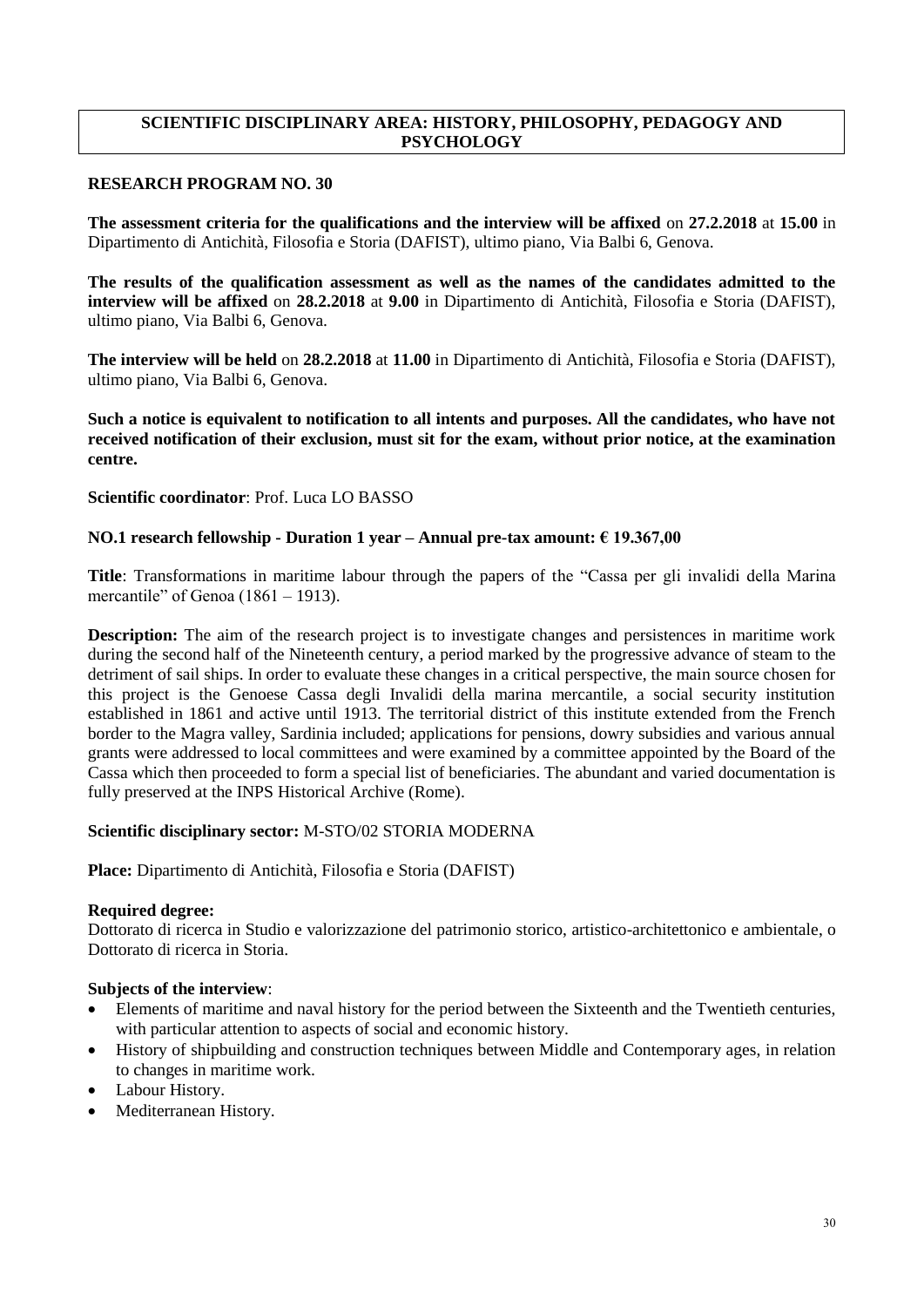## SCIENTIFIC DISCIPLINARY AREA: HISTORY, PHILOSOPHY, PEDAGOGY AND PSYCHOLOGY

### RESEARCH PROGRAM NO. 30

**The assessment criteria for the qualifications and the interview will be affixed** on **27.2.2018** at **15.00** in Dipartimento di Antichità, Filosofia e Storia (DAFIST), ultimo piano, Via Balbi 6, Genova.

**The results of the qualification assessment as well as the names of the candidates admitted to the interview will be affixed** on **28.2.2018** at **9.00** in Dipartimento di Antichità, Filosofia e Storia (DAFIST), ultimo piano, Via Balbi 6, Genova.

**The interview will be held** on **28.2.2018** at **11.00** in Dipartimento di Antichità, Filosofia e Storia (DAFIST), ultimo piano, Via Balbi 6, Genova.

**Such a notice is equivalent to notification to all intents and purposes. All the candidates, who have not received notification of their exclusion, must sit for the exam, without prior notice, at the examination centre.**

**Scientific coordinator**: Prof. Luca LO BASSO

**NO.1 research fellowship - Duration 1 year – Annual pre-tax amount: € 19.367,00**

**Title**: Transformations in maritime labour through the papers of the "Cassa per gli invalidi della Marina mercantile" of Genoa (1861 – 1913).

**Description:** The aim of the research project is to investigate changes and persistences in maritime work during the second half of the Nineteenth century, a period marked by the progressive advance of steam to the detriment of sail ships. In order to evaluate these changes in a critical perspective, the main source chosen for this project is the Genoese Cassa degli Invalidi della marina mercantile, a social security institution established in 1861 and active until 1913. The territorial district of this institute extended from the French border to the Magra valley, Sardinia included; applications for pensions, dowry subsidies and various annual grants were addressed to local committees and were examined by a committee appointed by the Board of the Cassa which then proceeded to form a special list of beneficiaries. The abundant and varied documentation is fully preserved at the INPS Historical Archive (Rome).

**Scientific disciplinary sector:** M-STO/02 STORIA MODERNA

**Place:** Dipartimento di Antichità, Filosofia e Storia (DAFIST)

**Required degree:**
Dottorato di ricerca in Studio e valorizzazione del patrimonio storico, artistico-architettonico e ambientale, o Dottorato di ricerca in Storia.

**Subjects of the interview**:

- Elements of maritime and naval history for the period between the Sixteenth and the Twentieth centuries, with particular attention to aspects of social and economic history.
- History of shipbuilding and construction techniques between Middle and Contemporary ages, in relation to changes in maritime work.
- Labour History.
- Mediterranean History.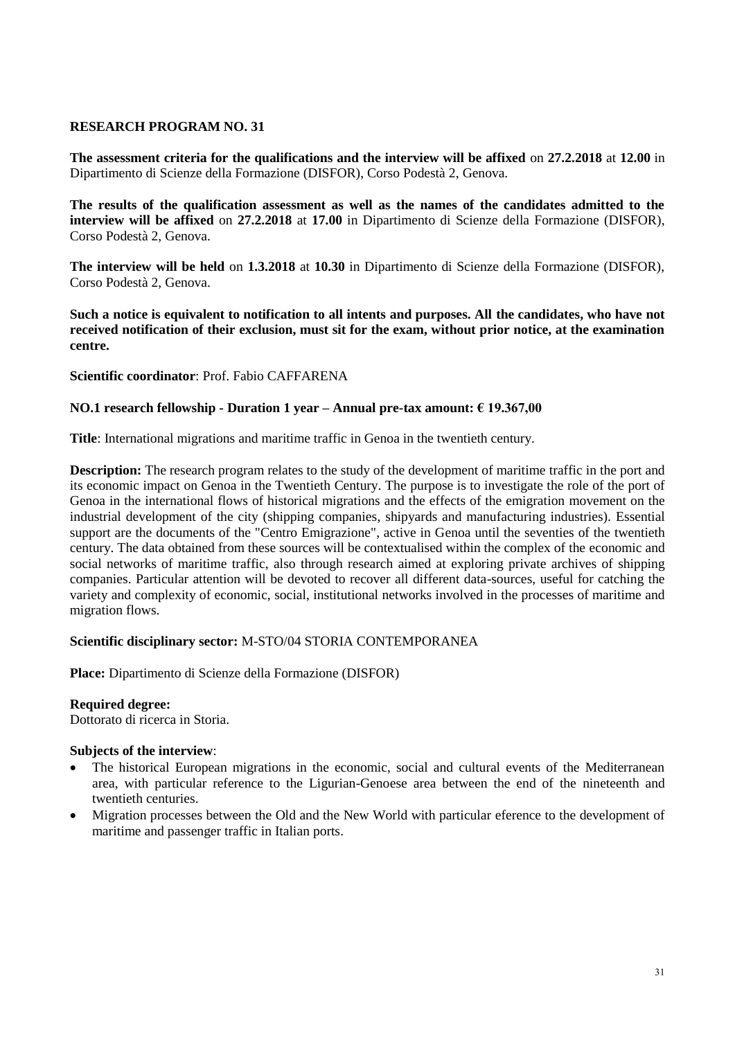**RESEARCH PROGRAM NO. 31**

**The assessment criteria for the qualifications and the interview will be affixed** on **27.2.2018** at **12.00** in Dipartimento di Scienze della Formazione (DISFOR), Corso Podestà 2, Genova.

**The results of the qualification assessment as well as the names of the candidates admitted to the interview will be affixed** on **27.2.2018** at **17.00** in Dipartimento di Scienze della Formazione (DISFOR), Corso Podestà 2, Genova.

**The interview will be held** on **1.3.2018** at **10.30** in Dipartimento di Scienze della Formazione (DISFOR), Corso Podestà 2, Genova.

**Such a notice is equivalent to notification to all intents and purposes. All the candidates, who have not received notification of their exclusion, must sit for the exam, without prior notice, at the examination centre.**

**Scientific coordinator**: Prof. Fabio CAFFARENA

**NO.1 research fellowship - Duration 1 year – Annual pre-tax amount: € 19.367,00**

**Title**: International migrations and maritime traffic in Genoa in the twentieth century.

**Description:** The research program relates to the study of the development of maritime traffic in the port and its economic impact on Genoa in the Twentieth Century. The purpose is to investigate the role of the port of Genoa in the international flows of historical migrations and the effects of the emigration movement on the industrial development of the city (shipping companies, shipyards and manufacturing industries). Essential support are the documents of the "Centro Emigrazione", active in Genoa until the seventies of the twentieth century. The data obtained from these sources will be contextualised within the complex of the economic and social networks of maritime traffic, also through research aimed at exploring private archives of shipping companies. Particular attention will be devoted to recover all different data-sources, useful for catching the variety and complexity of economic, social, institutional networks involved in the processes of maritime and migration flows.

**Scientific disciplinary sector:** M-STO/04 STORIA CONTEMPORANEA

**Place:** Dipartimento di Scienze della Formazione (DISFOR)

**Required degree:**
Dottorato di ricerca in Storia.

**Subjects of the interview**:

- The historical European migrations in the economic, social and cultural events of the Mediterranean area, with particular reference to the Ligurian-Genoese area between the end of the nineteenth and twentieth centuries.
- Migration processes between the Old and the New World with particular eference to the development of maritime and passenger traffic in Italian ports.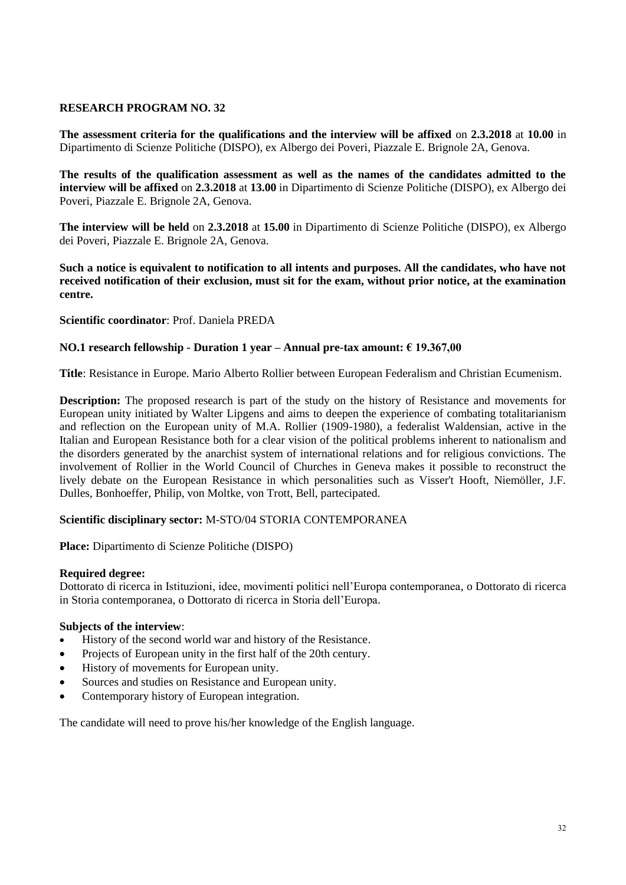## RESEARCH PROGRAM NO. 32

**The assessment criteria for the qualifications and the interview will be affixed** on **2.3.2018** at **10.00** in Dipartimento di Scienze Politiche (DISPO), ex Albergo dei Poveri, Piazzale E. Brignole 2A, Genova.

**The results of the qualification assessment as well as the names of the candidates admitted to the interview will be affixed** on **2.3.2018** at **13.00** in Dipartimento di Scienze Politiche (DISPO), ex Albergo dei Poveri, Piazzale E. Brignole 2A, Genova.

**The interview will be held** on **2.3.2018** at **15.00** in Dipartimento di Scienze Politiche (DISPO), ex Albergo dei Poveri, Piazzale E. Brignole 2A, Genova.

**Such a notice is equivalent to notification to all intents and purposes. All the candidates, who have not received notification of their exclusion, must sit for the exam, without prior notice, at the examination centre.**

**Scientific coordinator**: Prof. Daniela PREDA

**NO.1 research fellowship - Duration 1 year – Annual pre-tax amount: € 19.367,00**

**Title**: Resistance in Europe. Mario Alberto Rollier between European Federalism and Christian Ecumenism.

**Description:** The proposed research is part of the study on the history of Resistance and movements for European unity initiated by Walter Lipgens and aims to deepen the experience of combating totalitarianism and reflection on the European unity of M.A. Rollier (1909-1980), a federalist Waldensian, active in the Italian and European Resistance both for a clear vision of the political problems inherent to nationalism and the disorders generated by the anarchist system of international relations and for religious convictions. The involvement of Rollier in the World Council of Churches in Geneva makes it possible to reconstruct the lively debate on the European Resistance in which personalities such as Visser't Hooft, Niemöller, J.F. Dulles, Bonhoeffer, Philip, von Moltke, von Trott, Bell, partecipated.

**Scientific disciplinary sector:** M-STO/04 STORIA CONTEMPORANEA

**Place:** Dipartimento di Scienze Politiche (DISPO)

**Required degree:**
Dottorato di ricerca in Istituzioni, idee, movimenti politici nell'Europa contemporanea, o Dottorato di ricerca in Storia contemporanea, o Dottorato di ricerca in Storia dell'Europa.

**Subjects of the interview**:

- History of the second world war and history of the Resistance.
- Projects of European unity in the first half of the 20th century.
- History of movements for European unity.
- Sources and studies on Resistance and European unity.
- Contemporary history of European integration.

The candidate will need to prove his/her knowledge of the English language.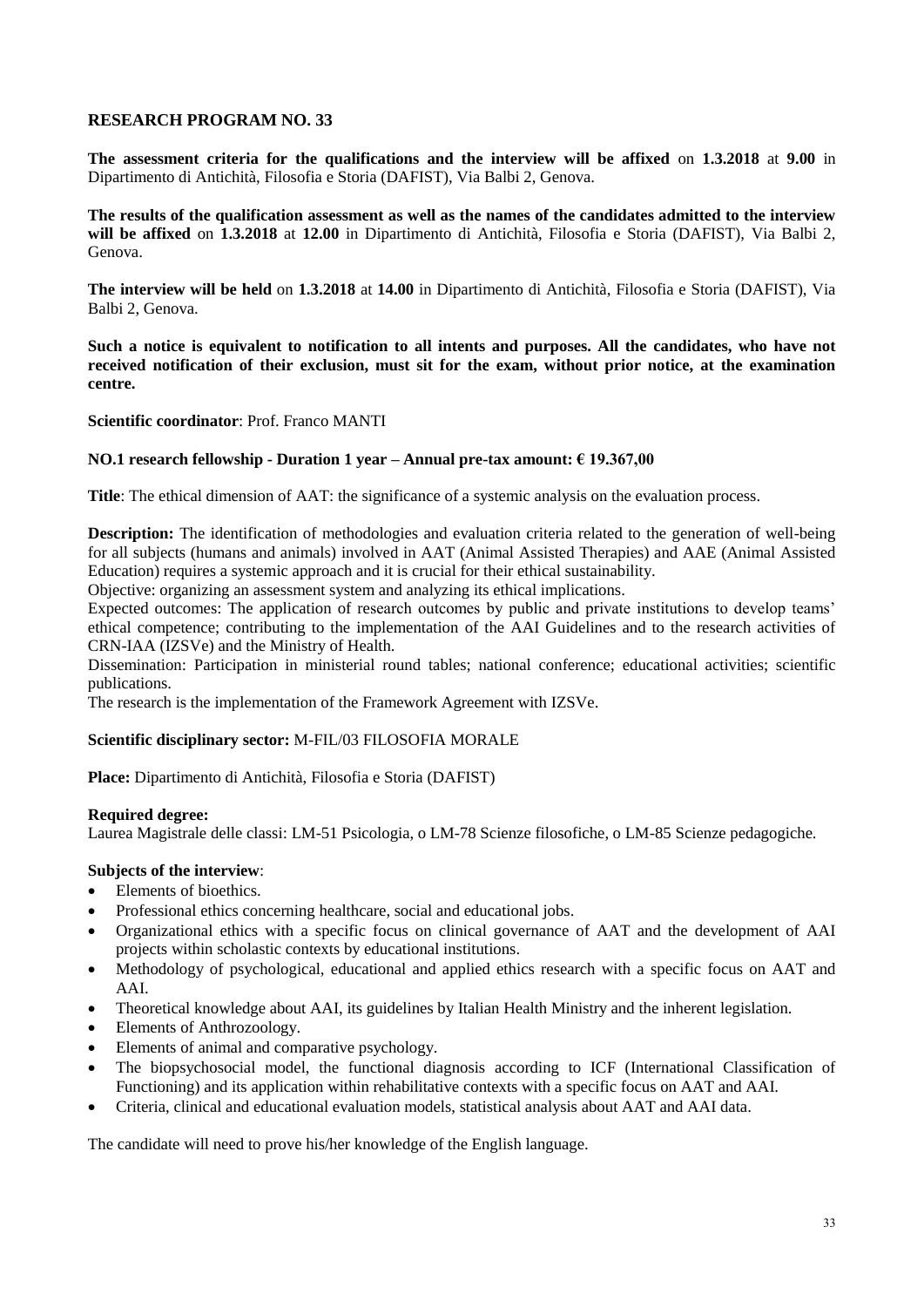## RESEARCH PROGRAM NO. 33

**The assessment criteria for the qualifications and the interview will be affixed** on **1.3.2018** at **9.00** in Dipartimento di Antichità, Filosofia e Storia (DAFIST), Via Balbi 2, Genova.

**The results of the qualification assessment as well as the names of the candidates admitted to the interview will be affixed** on **1.3.2018** at **12.00** in Dipartimento di Antichità, Filosofia e Storia (DAFIST), Via Balbi 2, Genova.

**The interview will be held** on **1.3.2018** at **14.00** in Dipartimento di Antichità, Filosofia e Storia (DAFIST), Via Balbi 2, Genova.

**Such a notice is equivalent to notification to all intents and purposes. All the candidates, who have not received notification of their exclusion, must sit for the exam, without prior notice, at the examination centre.**

**Scientific coordinator**: Prof. Franco MANTI

**NO.1 research fellowship - Duration 1 year – Annual pre-tax amount: € 19.367,00**

**Title**: The ethical dimension of AAT: the significance of a systemic analysis on the evaluation process.

**Description:** The identification of methodologies and evaluation criteria related to the generation of well-being for all subjects (humans and animals) involved in AAT (Animal Assisted Therapies) and AAE (Animal Assisted Education) requires a systemic approach and it is crucial for their ethical sustainability.
Objective: organizing an assessment system and analyzing its ethical implications.
Expected outcomes: The application of research outcomes by public and private institutions to develop teams' ethical competence; contributing to the implementation of the AAI Guidelines and to the research activities of CRN-IAA (IZSVe) and the Ministry of Health.
Dissemination: Participation in ministerial round tables; national conference; educational activities; scientific publications.
The research is the implementation of the Framework Agreement with IZSVe.

**Scientific disciplinary sector:** M-FIL/03 FILOSOFIA MORALE

**Place:** Dipartimento di Antichità, Filosofia e Storia (DAFIST)

**Required degree:**
Laurea Magistrale delle classi: LM-51 Psicologia, o LM-78 Scienze filosofiche, o LM-85 Scienze pedagogiche.

**Subjects of the interview**:

- Elements of bioethics.
- Professional ethics concerning healthcare, social and educational jobs.
- Organizational ethics with a specific focus on clinical governance of AAT and the development of AAI projects within scholastic contexts by educational institutions.
- Methodology of psychological, educational and applied ethics research with a specific focus on AAT and AAI.
- Theoretical knowledge about AAI, its guidelines by Italian Health Ministry and the inherent legislation.
- Elements of Anthrozoology.
- Elements of animal and comparative psychology.
- The biopsychosocial model, the functional diagnosis according to ICF (International Classification of Functioning) and its application within rehabilitative contexts with a specific focus on AAT and AAI.
- Criteria, clinical and educational evaluation models, statistical analysis about AAT and AAI data.

The candidate will need to prove his/her knowledge of the English language.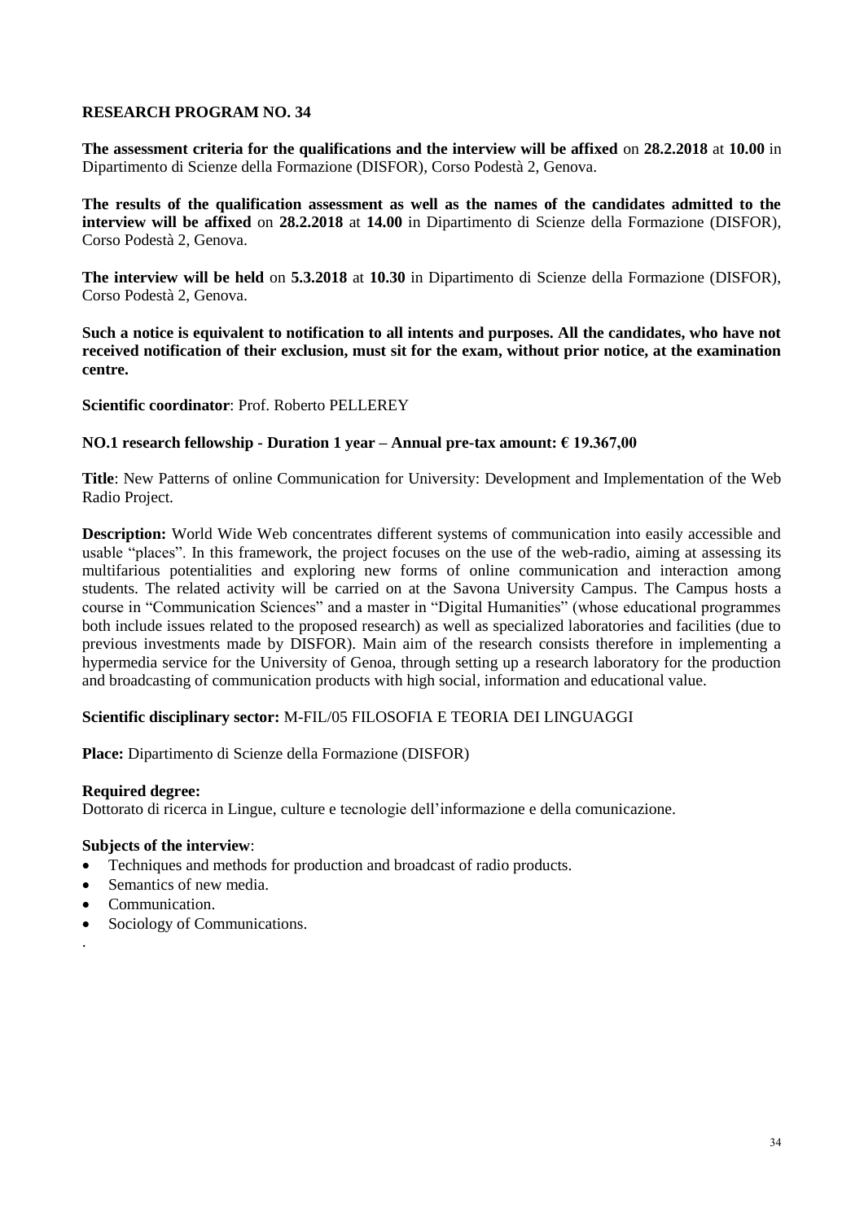**RESEARCH PROGRAM NO. 34**

**The assessment criteria for the qualifications and the interview will be affixed** on **28.2.2018** at **10.00** in Dipartimento di Scienze della Formazione (DISFOR), Corso Podestà 2, Genova.

**The results of the qualification assessment as well as the names of the candidates admitted to the interview will be affixed** on **28.2.2018** at **14.00** in Dipartimento di Scienze della Formazione (DISFOR), Corso Podestà 2, Genova.

**The interview will be held** on **5.3.2018** at **10.30** in Dipartimento di Scienze della Formazione (DISFOR), Corso Podestà 2, Genova.

**Such a notice is equivalent to notification to all intents and purposes. All the candidates, who have not received notification of their exclusion, must sit for the exam, without prior notice, at the examination centre.**

**Scientific coordinator**: Prof. Roberto PELLEREY

**NO.1 research fellowship - Duration 1 year – Annual pre-tax amount: € 19.367,00**

**Title**: New Patterns of online Communication for University: Development and Implementation of the Web Radio Project.

**Description:** World Wide Web concentrates different systems of communication into easily accessible and usable "places". In this framework, the project focuses on the use of the web-radio, aiming at assessing its multifarious potentialities and exploring new forms of online communication and interaction among students. The related activity will be carried on at the Savona University Campus. The Campus hosts a course in "Communication Sciences" and a master in "Digital Humanities" (whose educational programmes both include issues related to the proposed research) as well as specialized laboratories and facilities (due to previous investments made by DISFOR). Main aim of the research consists therefore in implementing a hypermedia service for the University of Genoa, through setting up a research laboratory for the production and broadcasting of communication products with high social, information and educational value.

**Scientific disciplinary sector:** M-FIL/05 FILOSOFIA E TEORIA DEI LINGUAGGI

**Place:** Dipartimento di Scienze della Formazione (DISFOR)

**Required degree:**
Dottorato di ricerca in Lingue, culture e tecnologie dell'informazione e della comunicazione.

**Subjects of the interview**:

- Techniques and methods for production and broadcast of radio products.
- Semantics of new media.
- Communication.
- Sociology of Communications.

.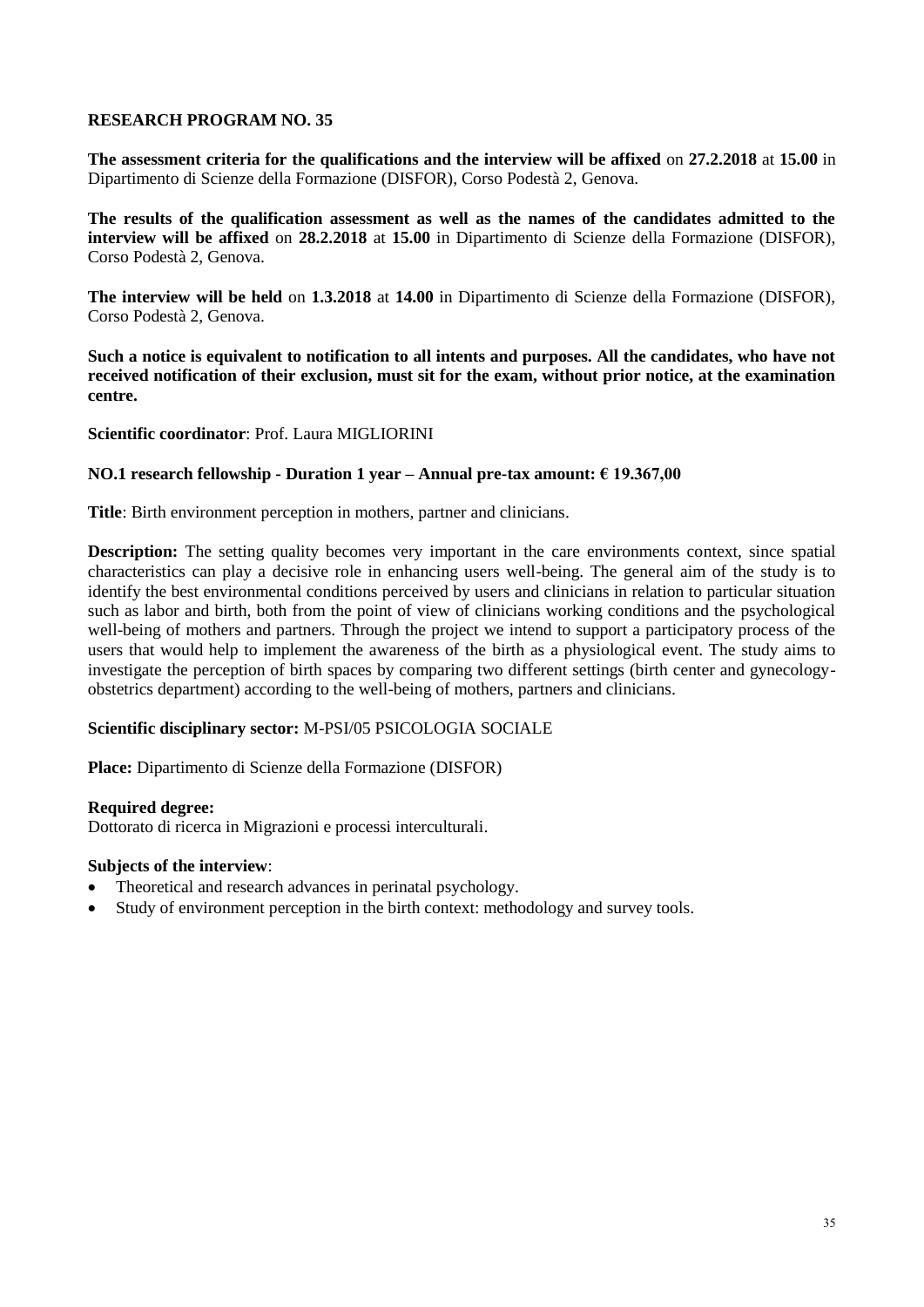**RESEARCH PROGRAM NO. 35**

**The assessment criteria for the qualifications and the interview will be affixed** on **27.2.2018** at **15.00** in Dipartimento di Scienze della Formazione (DISFOR), Corso Podestà 2, Genova.

**The results of the qualification assessment as well as the names of the candidates admitted to the interview will be affixed** on **28.2.2018** at **15.00** in Dipartimento di Scienze della Formazione (DISFOR), Corso Podestà 2, Genova.

**The interview will be held** on **1.3.2018** at **14.00** in Dipartimento di Scienze della Formazione (DISFOR), Corso Podestà 2, Genova.

**Such a notice is equivalent to notification to all intents and purposes. All the candidates, who have not received notification of their exclusion, must sit for the exam, without prior notice, at the examination centre.**

**Scientific coordinator**: Prof. Laura MIGLIORINI

**NO.1 research fellowship - Duration 1 year – Annual pre-tax amount: € 19.367,00**

**Title**: Birth environment perception in mothers, partner and clinicians.

**Description:** The setting quality becomes very important in the care environments context, since spatial characteristics can play a decisive role in enhancing users well-being. The general aim of the study is to identify the best environmental conditions perceived by users and clinicians in relation to particular situation such as labor and birth, both from the point of view of clinicians working conditions and the psychological well-being of mothers and partners. Through the project we intend to support a participatory process of the users that would help to implement the awareness of the birth as a physiological event. The study aims to investigate the perception of birth spaces by comparing two different settings (birth center and gynecology-obstetrics department) according to the well-being of mothers, partners and clinicians.

**Scientific disciplinary sector:** M-PSI/05 PSICOLOGIA SOCIALE

**Place:** Dipartimento di Scienze della Formazione (DISFOR)

**Required degree:**
Dottorato di ricerca in Migrazioni e processi interculturali.

**Subjects of the interview**:
- Theoretical and research advances in perinatal psychology.
- Study of environment perception in the birth context: methodology and survey tools.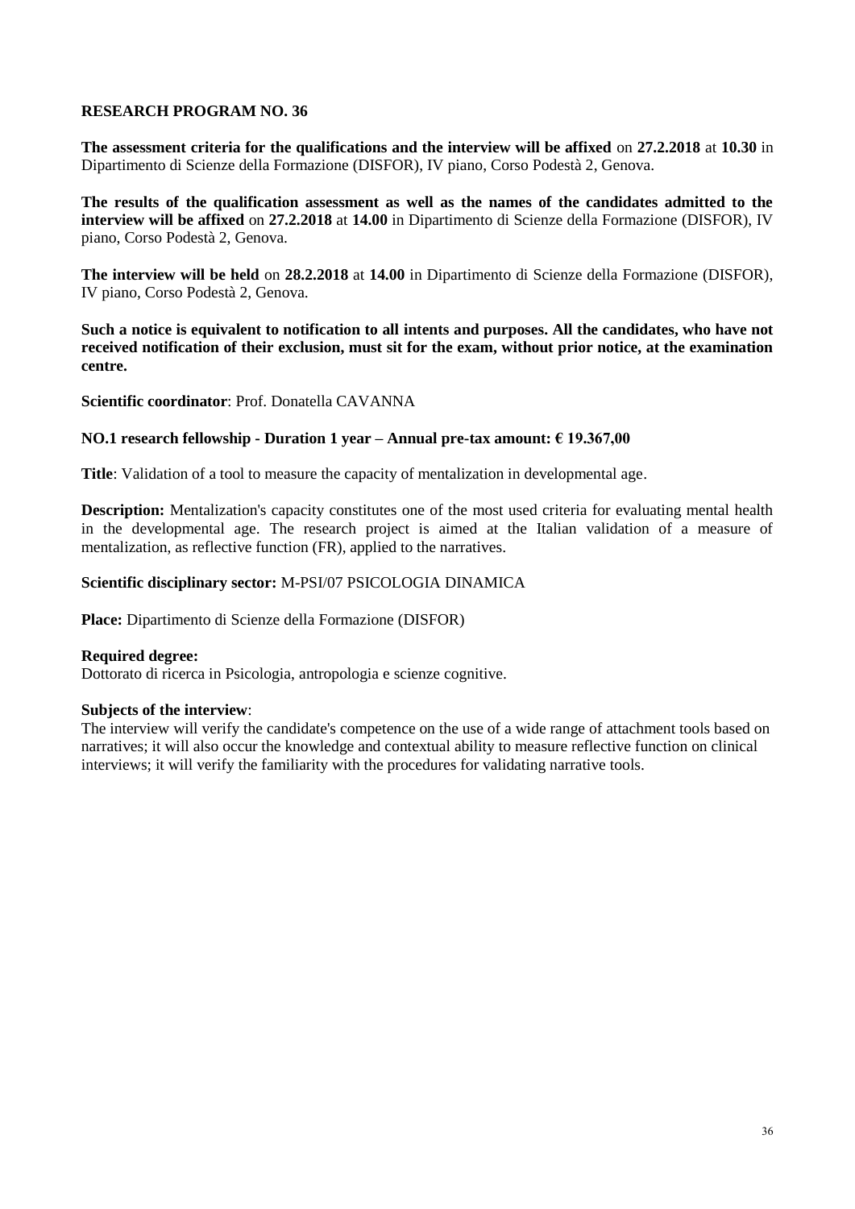## RESEARCH PROGRAM NO. 36

**The assessment criteria for the qualifications and the interview will be affixed** on **27.2.2018** at **10.30** in Dipartimento di Scienze della Formazione (DISFOR), IV piano, Corso Podestà 2, Genova.

**The results of the qualification assessment as well as the names of the candidates admitted to the interview will be affixed** on **27.2.2018** at **14.00** in Dipartimento di Scienze della Formazione (DISFOR), IV piano, Corso Podestà 2, Genova.

**The interview will be held** on **28.2.2018** at **14.00** in Dipartimento di Scienze della Formazione (DISFOR), IV piano, Corso Podestà 2, Genova.

**Such a notice is equivalent to notification to all intents and purposes. All the candidates, who have not received notification of their exclusion, must sit for the exam, without prior notice, at the examination centre.**

**Scientific coordinator**: Prof. Donatella CAVANNA

**NO.1 research fellowship - Duration 1 year – Annual pre-tax amount: € 19.367,00**

**Title**: Validation of a tool to measure the capacity of mentalization in developmental age.

**Description:** Mentalization's capacity constitutes one of the most used criteria for evaluating mental health in the developmental age. The research project is aimed at the Italian validation of a measure of mentalization, as reflective function (FR), applied to the narratives.

**Scientific disciplinary sector:** M-PSI/07 PSICOLOGIA DINAMICA

**Place:** Dipartimento di Scienze della Formazione (DISFOR)

**Required degree:**
Dottorato di ricerca in Psicologia, antropologia e scienze cognitive.

**Subjects of the interview**:
The interview will verify the candidate's competence on the use of a wide range of attachment tools based on narratives; it will also occur the knowledge and contextual ability to measure reflective function on clinical interviews; it will verify the familiarity with the procedures for validating narrative tools.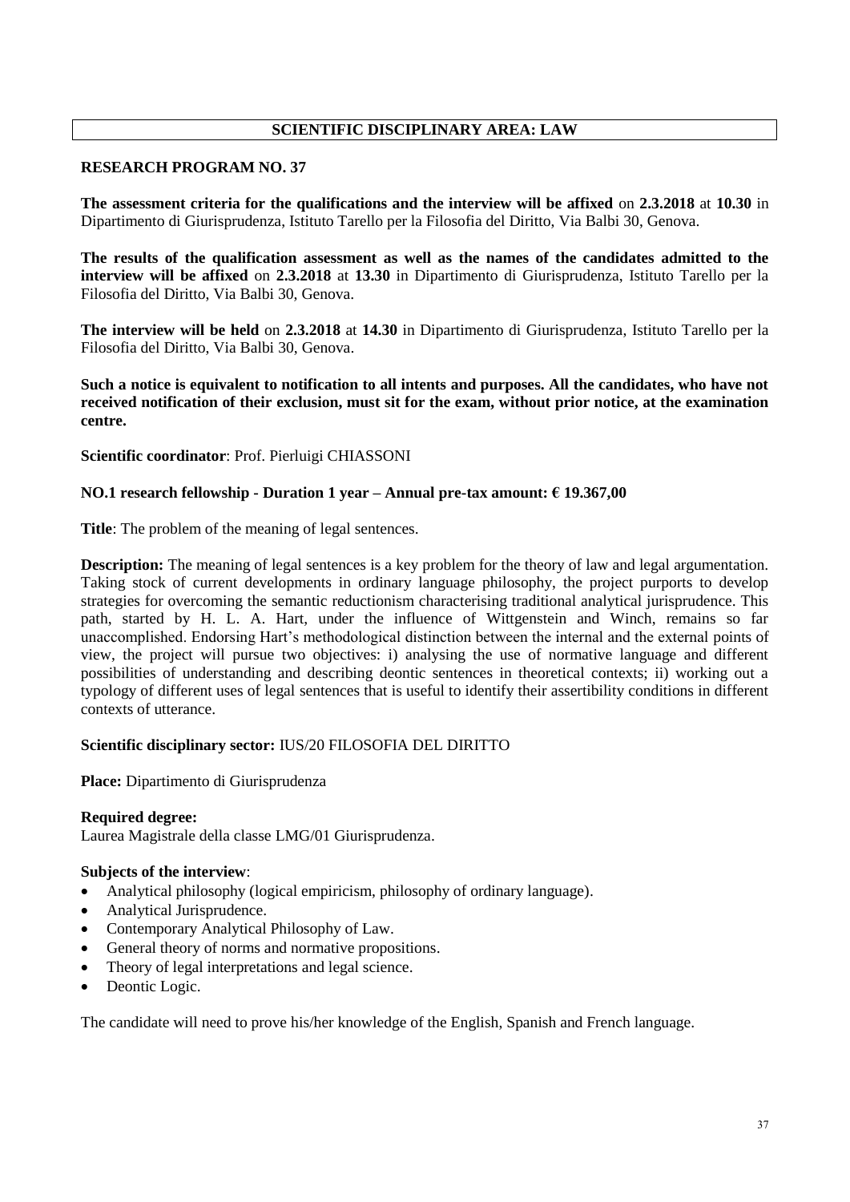## SCIENTIFIC DISCIPLINARY AREA: LAW

### RESEARCH PROGRAM NO. 37

**The assessment criteria for the qualifications and the interview will be affixed** on **2.3.2018** at **10.30** in Dipartimento di Giurisprudenza, Istituto Tarello per la Filosofia del Diritto, Via Balbi 30, Genova.

**The results of the qualification assessment as well as the names of the candidates admitted to the interview will be affixed** on **2.3.2018** at **13.30** in Dipartimento di Giurisprudenza, Istituto Tarello per la Filosofia del Diritto, Via Balbi 30, Genova.

**The interview will be held** on **2.3.2018** at **14.30** in Dipartimento di Giurisprudenza, Istituto Tarello per la Filosofia del Diritto, Via Balbi 30, Genova.

**Such a notice is equivalent to notification to all intents and purposes. All the candidates, who have not received notification of their exclusion, must sit for the exam, without prior notice, at the examination centre.**

**Scientific coordinator**: Prof. Pierluigi CHIASSONI

**NO.1 research fellowship - Duration 1 year – Annual pre-tax amount: € 19.367,00**

**Title**: The problem of the meaning of legal sentences.

**Description:** The meaning of legal sentences is a key problem for the theory of law and legal argumentation. Taking stock of current developments in ordinary language philosophy, the project purports to develop strategies for overcoming the semantic reductionism characterising traditional analytical jurisprudence. This path, started by H. L. A. Hart, under the influence of Wittgenstein and Winch, remains so far unaccomplished. Endorsing Hart's methodological distinction between the internal and the external points of view, the project will pursue two objectives: i) analysing the use of normative language and different possibilities of understanding and describing deontic sentences in theoretical contexts; ii) working out a typology of different uses of legal sentences that is useful to identify their assertibility conditions in different contexts of utterance.

**Scientific disciplinary sector:** IUS/20 FILOSOFIA DEL DIRITTO

**Place:** Dipartimento di Giurisprudenza

**Required degree:**
Laurea Magistrale della classe LMG/01 Giurisprudenza.

**Subjects of the interview**:

- Analytical philosophy (logical empiricism, philosophy of ordinary language).
- Analytical Jurisprudence.
- Contemporary Analytical Philosophy of Law.
- General theory of norms and normative propositions.
- Theory of legal interpretations and legal science.
- Deontic Logic.

The candidate will need to prove his/her knowledge of the English, Spanish and French language.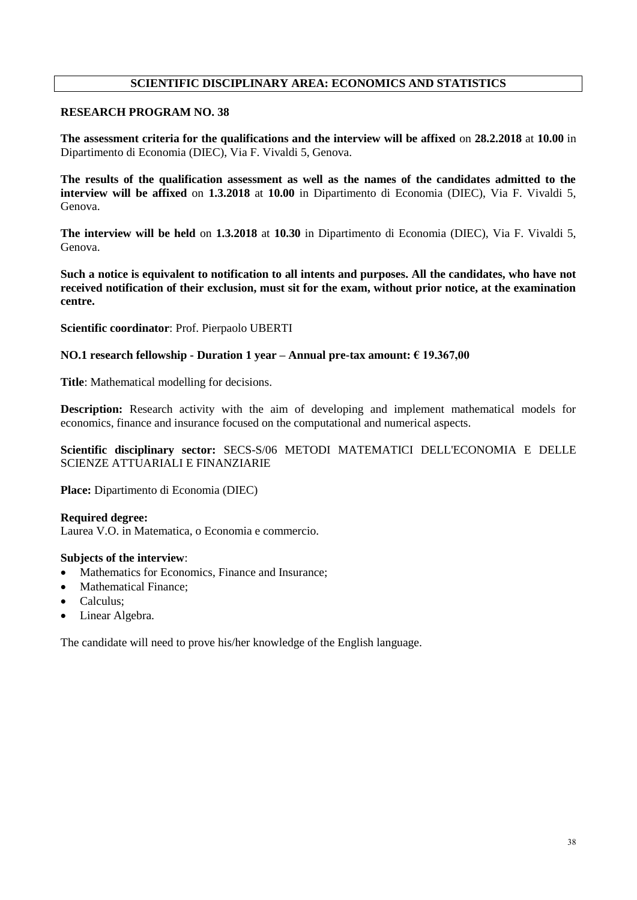## SCIENTIFIC DISCIPLINARY AREA: ECONOMICS AND STATISTICS

### RESEARCH PROGRAM NO. 38

**The assessment criteria for the qualifications and the interview will be affixed** on **28.2.2018** at **10.00** in Dipartimento di Economia (DIEC), Via F. Vivaldi 5, Genova.

**The results of the qualification assessment as well as the names of the candidates admitted to the interview will be affixed** on **1.3.2018** at **10.00** in Dipartimento di Economia (DIEC), Via F. Vivaldi 5, Genova.

**The interview will be held** on **1.3.2018** at **10.30** in Dipartimento di Economia (DIEC), Via F. Vivaldi 5, Genova.

**Such a notice is equivalent to notification to all intents and purposes. All the candidates, who have not received notification of their exclusion, must sit for the exam, without prior notice, at the examination centre.**

**Scientific coordinator**: Prof. Pierpaolo UBERTI

**NO.1 research fellowship - Duration 1 year – Annual pre-tax amount: € 19.367,00**

**Title**: Mathematical modelling for decisions.

**Description:** Research activity with the aim of developing and implement mathematical models for economics, finance and insurance focused on the computational and numerical aspects.

**Scientific disciplinary sector:** SECS-S/06 METODI MATEMATICI DELL'ECONOMIA E DELLE SCIENZE ATTUARIALI E FINANZIARIE

**Place:** Dipartimento di Economia (DIEC)

**Required degree:**
Laurea V.O. in Matematica, o Economia e commercio.

**Subjects of the interview**:

- Mathematics for Economics, Finance and Insurance;
- Mathematical Finance;
- Calculus;
- Linear Algebra.

The candidate will need to prove his/her knowledge of the English language.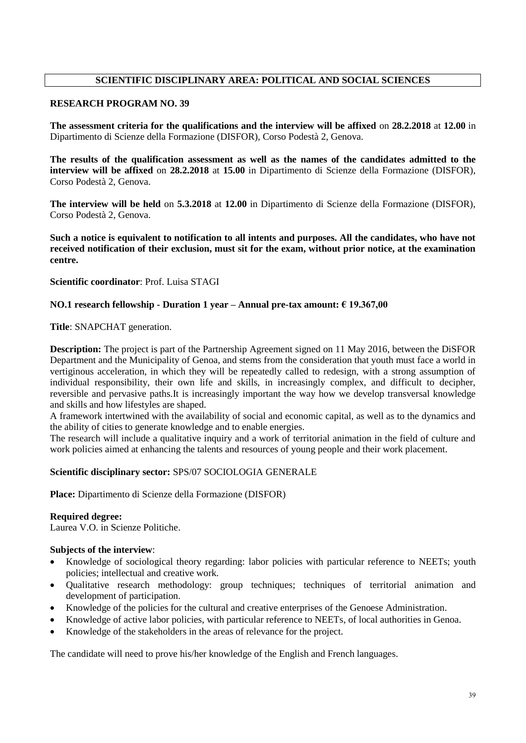# SCIENTIFIC DISCIPLINARY AREA: POLITICAL AND SOCIAL SCIENCES

## RESEARCH PROGRAM NO. 39

**The assessment criteria for the qualifications and the interview will be affixed** on **28.2.2018** at **12.00** in Dipartimento di Scienze della Formazione (DISFOR), Corso Podestà 2, Genova.

**The results of the qualification assessment as well as the names of the candidates admitted to the interview will be affixed** on **28.2.2018** at **15.00** in Dipartimento di Scienze della Formazione (DISFOR), Corso Podestà 2, Genova.

**The interview will be held** on **5.3.2018** at **12.00** in Dipartimento di Scienze della Formazione (DISFOR), Corso Podestà 2, Genova.

**Such a notice is equivalent to notification to all intents and purposes. All the candidates, who have not received notification of their exclusion, must sit for the exam, without prior notice, at the examination centre.**

**Scientific coordinator**: Prof. Luisa STAGI

**NO.1 research fellowship - Duration 1 year – Annual pre-tax amount: € 19.367,00**

**Title**: SNAPCHAT generation.

**Description:** The project is part of the Partnership Agreement signed on 11 May 2016, between the DiSFOR Department and the Municipality of Genoa, and stems from the consideration that youth must face a world in vertiginous acceleration, in which they will be repeatedly called to redesign, with a strong assumption of individual responsibility, their own life and skills, in increasingly complex, and difficult to decipher, reversible and pervasive paths.It is increasingly important the way how we develop transversal knowledge and skills and how lifestyles are shaped.
A framework intertwined with the availability of social and economic capital, as well as to the dynamics and the ability of cities to generate knowledge and to enable energies.
The research will include a qualitative inquiry and a work of territorial animation in the field of culture and work policies aimed at enhancing the talents and resources of young people and their work placement.

**Scientific disciplinary sector:** SPS/07 SOCIOLOGIA GENERALE

**Place:** Dipartimento di Scienze della Formazione (DISFOR)

**Required degree:**
Laurea V.O. in Scienze Politiche.

**Subjects of the interview**:

- Knowledge of sociological theory regarding: labor policies with particular reference to NEETs; youth policies; intellectual and creative work.
- Qualitative research methodology: group techniques; techniques of territorial animation and development of participation.
- Knowledge of the policies for the cultural and creative enterprises of the Genoese Administration.
- Knowledge of active labor policies, with particular reference to NEETs, of local authorities in Genoa.
- Knowledge of the stakeholders in the areas of relevance for the project.

The candidate will need to prove his/her knowledge of the English and French languages.